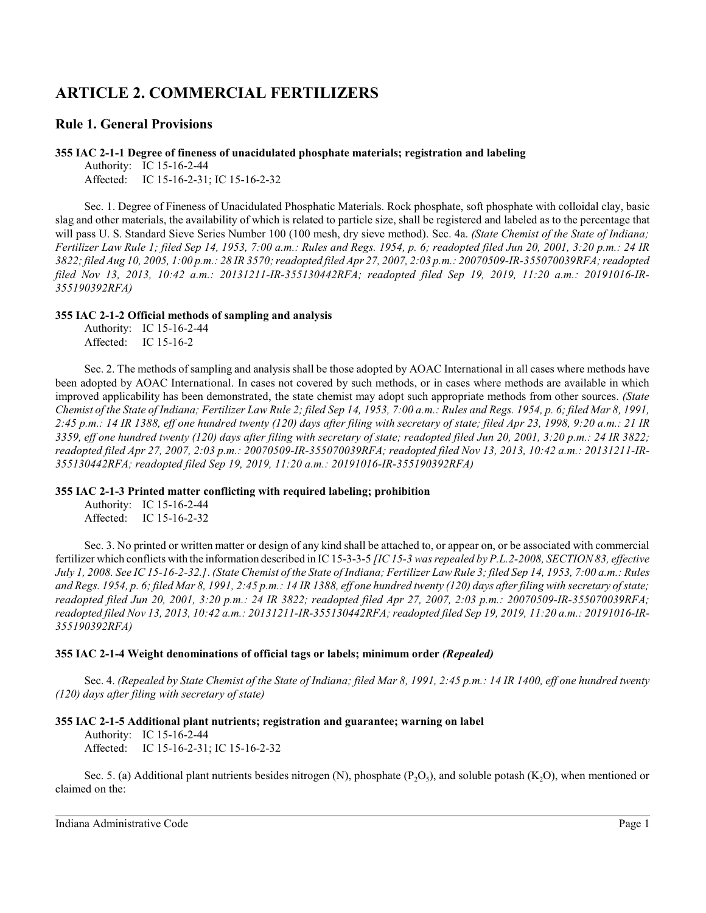# ARTICLE 2. COMMERCIAL FERTILIZERS

## Rule 1. General Provisions

**355 IAC 2-1-1 Degree of fineness of unacidulated phosphate materials; registration and labeling**

Authority: IC 15-16-2-44
Affected: IC 15-16-2-31; IC 15-16-2-32

Sec. 1. Degree of Fineness of Unacidulated Phosphatic Materials. Rock phosphate, soft phosphate with colloidal clay, basic slag and other materials, the availability of which is related to particle size, shall be registered and labeled as to the percentage that will pass U. S. Standard Sieve Series Number 100 (100 mesh, dry sieve method). Sec. 4a. *(State Chemist of the State of Indiana; Fertilizer Law Rule 1; filed Sep 14, 1953, 7:00 a.m.: Rules and Regs. 1954, p. 6; readopted filed Jun 20, 2001, 3:20 p.m.: 24 IR 3822; filed Aug 10, 2005, 1:00 p.m.: 28 IR 3570; readopted filed Apr 27, 2007, 2:03 p.m.: 20070509-IR-355070039RFA; readopted filed Nov 13, 2013, 10:42 a.m.: 20131211-IR-355130442RFA; readopted filed Sep 19, 2019, 11:20 a.m.: 20191016-IR-355190392RFA)*

**355 IAC 2-1-2 Official methods of sampling and analysis**

Authority: IC 15-16-2-44
Affected: IC 15-16-2

Sec. 2. The methods of sampling and analysis shall be those adopted by AOAC International in all cases where methods have been adopted by AOAC International. In cases not covered by such methods, or in cases where methods are available in which improved applicability has been demonstrated, the state chemist may adopt such appropriate methods from other sources. *(State Chemist of the State of Indiana; Fertilizer Law Rule 2; filed Sep 14, 1953, 7:00 a.m.: Rules and Regs. 1954, p. 6; filed Mar 8, 1991, 2:45 p.m.: 14 IR 1388, eff one hundred twenty (120) days after filing with secretary of state; filed Apr 23, 1998, 9:20 a.m.: 21 IR 3359, eff one hundred twenty (120) days after filing with secretary of state; readopted filed Jun 20, 2001, 3:20 p.m.: 24 IR 3822; readopted filed Apr 27, 2007, 2:03 p.m.: 20070509-IR-355070039RFA; readopted filed Nov 13, 2013, 10:42 a.m.: 20131211-IR-355130442RFA; readopted filed Sep 19, 2019, 11:20 a.m.: 20191016-IR-355190392RFA)*

**355 IAC 2-1-3 Printed matter conflicting with required labeling; prohibition**

Authority: IC 15-16-2-44
Affected: IC 15-16-2-32

Sec. 3. No printed or written matter or design of any kind shall be attached to, or appear on, or be associated with commercial fertilizer which conflicts with the information described in IC 15-3-3-5 *[IC 15-3 was repealed by P.L.2-2008, SECTION 83, effective July 1, 2008. See IC 15-16-2-32.]*. *(State Chemist of the State of Indiana; Fertilizer Law Rule 3; filed Sep 14, 1953, 7:00 a.m.: Rules and Regs. 1954, p. 6; filed Mar 8, 1991, 2:45 p.m.: 14 IR 1388, eff one hundred twenty (120) days after filing with secretary of state; readopted filed Jun 20, 2001, 3:20 p.m.: 24 IR 3822; readopted filed Apr 27, 2007, 2:03 p.m.: 20070509-IR-355070039RFA; readopted filed Nov 13, 2013, 10:42 a.m.: 20131211-IR-355130442RFA; readopted filed Sep 19, 2019, 11:20 a.m.: 20191016-IR-355190392RFA)*

**355 IAC 2-1-4 Weight denominations of official tags or labels; minimum order *(Repealed)***

Sec. 4. *(Repealed by State Chemist of the State of Indiana; filed Mar 8, 1991, 2:45 p.m.: 14 IR 1400, eff one hundred twenty (120) days after filing with secretary of state)*

**355 IAC 2-1-5 Additional plant nutrients; registration and guarantee; warning on label**

Authority: IC 15-16-2-44
Affected: IC 15-16-2-31; IC 15-16-2-32

Sec. 5. (a) Additional plant nutrients besides nitrogen (N), phosphate ($P_2O_5$), and soluble potash ($K_2O$), when mentioned or claimed on the: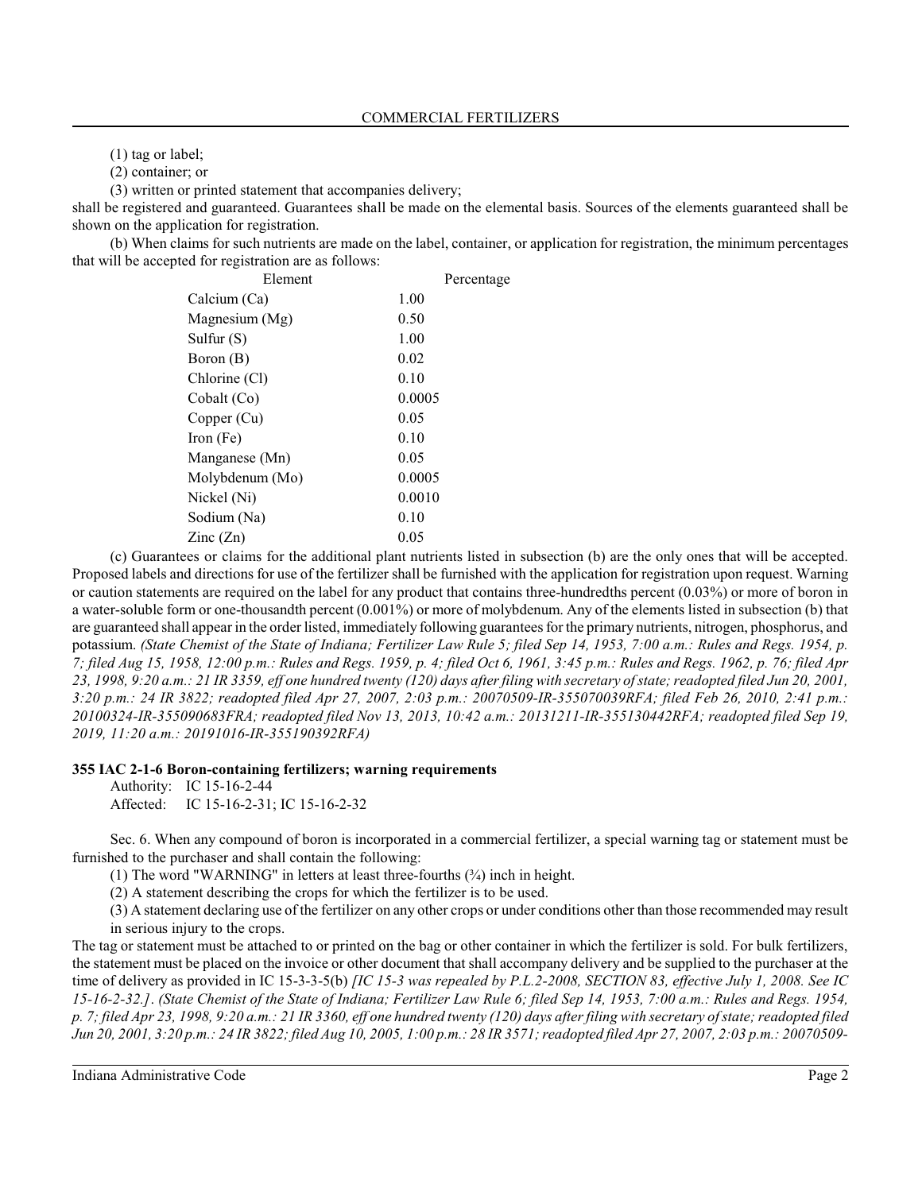(1) tag or label;

(2) container; or

(3) written or printed statement that accompanies delivery;

shall be registered and guaranteed. Guarantees shall be made on the elemental basis. Sources of the elements guaranteed shall be shown on the application for registration.

(b) When claims for such nutrients are made on the label, container, or application for registration, the minimum percentages that will be accepted for registration are as follows:

| Element | Percentage |
|---|---|
| Calcium (Ca) | 1.00 |
| Magnesium (Mg) | 0.50 |
| Sulfur (S) | 1.00 |
| Boron (B) | 0.02 |
| Chlorine (Cl) | 0.10 |
| Cobalt (Co) | 0.0005 |
| Copper (Cu) | 0.05 |
| Iron (Fe) | 0.10 |
| Manganese (Mn) | 0.05 |
| Molybdenum (Mo) | 0.0005 |
| Nickel (Ni) | 0.0010 |
| Sodium (Na) | 0.10 |
| Zinc (Zn) | 0.05 |

(c) Guarantees or claims for the additional plant nutrients listed in subsection (b) are the only ones that will be accepted. Proposed labels and directions for use of the fertilizer shall be furnished with the application for registration upon request. Warning or caution statements are required on the label for any product that contains three-hundredths percent (0.03%) or more of boron in a water-soluble form or one-thousandth percent (0.001%) or more of molybdenum. Any of the elements listed in subsection (b) that are guaranteed shall appear in the order listed, immediately following guarantees for the primary nutrients, nitrogen, phosphorus, and potassium. *(State Chemist of the State of Indiana; Fertilizer Law Rule 5; filed Sep 14, 1953, 7:00 a.m.: Rules and Regs. 1954, p. 7; filed Aug 15, 1958, 12:00 p.m.: Rules and Regs. 1959, p. 4; filed Oct 6, 1961, 3:45 p.m.: Rules and Regs. 1962, p. 76; filed Apr 23, 1998, 9:20 a.m.: 21 IR 3359, eff one hundred twenty (120) days after filing with secretary of state; readopted filed Jun 20, 2001, 3:20 p.m.: 24 IR 3822; readopted filed Apr 27, 2007, 2:03 p.m.: 20070509-IR-355070039RFA; filed Feb 26, 2010, 2:41 p.m.: 20100324-IR-355090683FRA; readopted filed Nov 13, 2013, 10:42 a.m.: 20131211-IR-355130442RFA; readopted filed Sep 19, 2019, 11:20 a.m.: 20191016-IR-355190392RFA)*

**355 IAC 2-1-6 Boron-containing fertilizers; warning requirements**

Authority: IC 15-16-2-44

Affected: IC 15-16-2-31; IC 15-16-2-32

Sec. 6. When any compound of boron is incorporated in a commercial fertilizer, a special warning tag or statement must be furnished to the purchaser and shall contain the following:

(1) The word "WARNING" in letters at least three-fourths (¾) inch in height.

(2) A statement describing the crops for which the fertilizer is to be used.

(3) A statement declaring use of the fertilizer on any other crops or under conditions other than those recommended may result in serious injury to the crops.

The tag or statement must be attached to or printed on the bag or other container in which the fertilizer is sold. For bulk fertilizers, the statement must be placed on the invoice or other document that shall accompany delivery and be supplied to the purchaser at the time of delivery as provided in IC 15-3-3-5(b) *[IC 15-3 was repealed by P.L.2-2008, SECTION 83, effective July 1, 2008. See IC 15-16-2-32.]*. *(State Chemist of the State of Indiana; Fertilizer Law Rule 6; filed Sep 14, 1953, 7:00 a.m.: Rules and Regs. 1954, p. 7; filed Apr 23, 1998, 9:20 a.m.: 21 IR 3360, eff one hundred twenty (120) days after filing with secretary of state; readopted filed Jun 20, 2001, 3:20 p.m.: 24 IR 3822; filed Aug 10, 2005, 1:00 p.m.: 28 IR 3571; readopted filed Apr 27, 2007, 2:03 p.m.: 20070509-*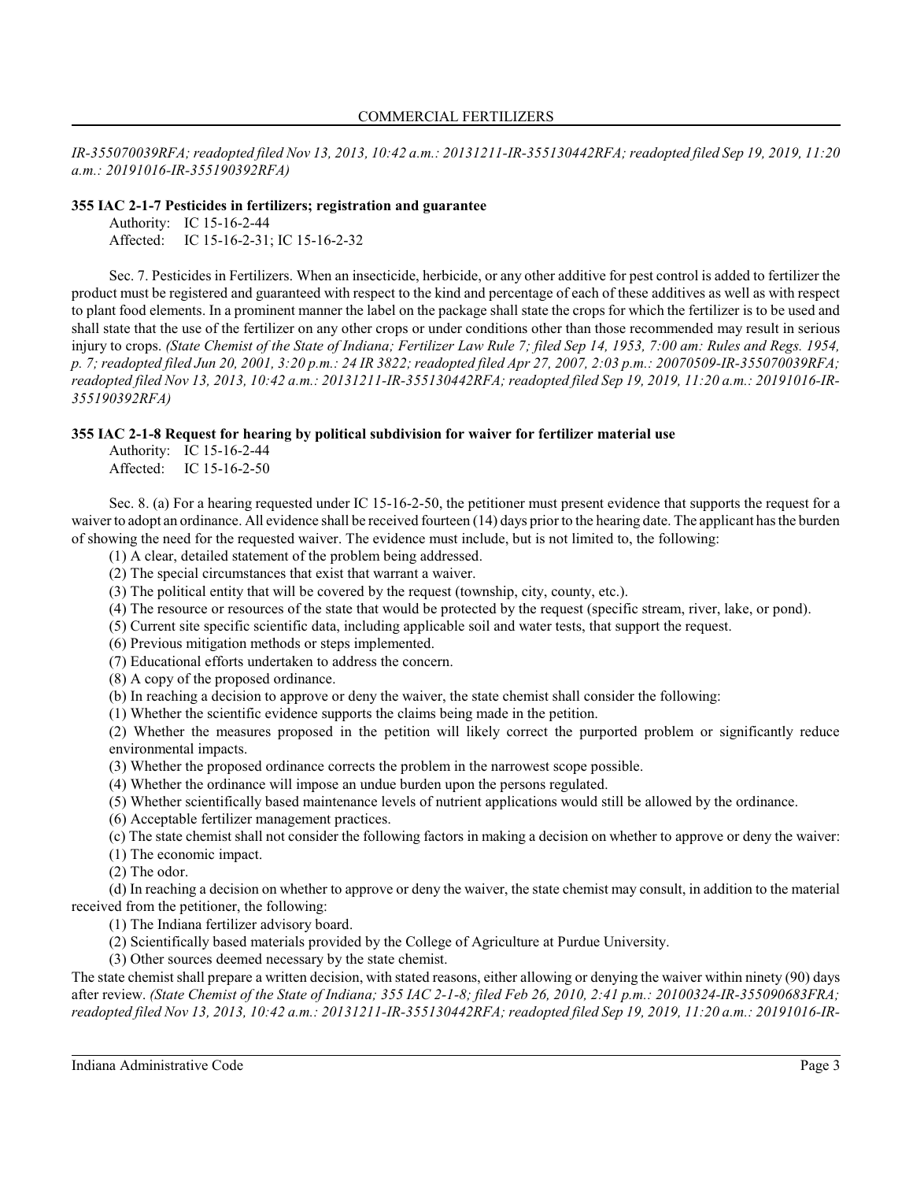*IR-355070039RFA; readopted filed Nov 13, 2013, 10:42 a.m.: 20131211-IR-355130442RFA; readopted filed Sep 19, 2019, 11:20 a.m.: 20191016-IR-355190392RFA)*

**355 IAC 2-1-7 Pesticides in fertilizers; registration and guarantee**

Authority: IC 15-16-2-44
Affected: IC 15-16-2-31; IC 15-16-2-32

Sec. 7. Pesticides in Fertilizers. When an insecticide, herbicide, or any other additive for pest control is added to fertilizer the product must be registered and guaranteed with respect to the kind and percentage of each of these additives as well as with respect to plant food elements. In a prominent manner the label on the package shall state the crops for which the fertilizer is to be used and shall state that the use of the fertilizer on any other crops or under conditions other than those recommended may result in serious injury to crops. *(State Chemist of the State of Indiana; Fertilizer Law Rule 7; filed Sep 14, 1953, 7:00 am: Rules and Regs. 1954, p. 7; readopted filed Jun 20, 2001, 3:20 p.m.: 24 IR 3822; readopted filed Apr 27, 2007, 2:03 p.m.: 20070509-IR-355070039RFA; readopted filed Nov 13, 2013, 10:42 a.m.: 20131211-IR-355130442RFA; readopted filed Sep 19, 2019, 11:20 a.m.: 20191016-IR-355190392RFA)*

**355 IAC 2-1-8 Request for hearing by political subdivision for waiver for fertilizer material use**

Authority: IC 15-16-2-44
Affected: IC 15-16-2-50

Sec. 8. (a) For a hearing requested under IC 15-16-2-50, the petitioner must present evidence that supports the request for a waiver to adopt an ordinance. All evidence shall be received fourteen (14) days prior to the hearing date. The applicant has the burden of showing the need for the requested waiver. The evidence must include, but is not limited to, the following:

(1) A clear, detailed statement of the problem being addressed.
(2) The special circumstances that exist that warrant a waiver.
(3) The political entity that will be covered by the request (township, city, county, etc.).
(4) The resource or resources of the state that would be protected by the request (specific stream, river, lake, or pond).
(5) Current site specific scientific data, including applicable soil and water tests, that support the request.
(6) Previous mitigation methods or steps implemented.
(7) Educational efforts undertaken to address the concern.
(8) A copy of the proposed ordinance.

(b) In reaching a decision to approve or deny the waiver, the state chemist shall consider the following:

(1) Whether the scientific evidence supports the claims being made in the petition.
(2) Whether the measures proposed in the petition will likely correct the purported problem or significantly reduce environmental impacts.
(3) Whether the proposed ordinance corrects the problem in the narrowest scope possible.
(4) Whether the ordinance will impose an undue burden upon the persons regulated.
(5) Whether scientifically based maintenance levels of nutrient applications would still be allowed by the ordinance.
(6) Acceptable fertilizer management practices.

(c) The state chemist shall not consider the following factors in making a decision on whether to approve or deny the waiver:

(1) The economic impact.
(2) The odor.

(d) In reaching a decision on whether to approve or deny the waiver, the state chemist may consult, in addition to the material received from the petitioner, the following:

(1) The Indiana fertilizer advisory board.
(2) Scientifically based materials provided by the College of Agriculture at Purdue University.
(3) Other sources deemed necessary by the state chemist.

The state chemist shall prepare a written decision, with stated reasons, either allowing or denying the waiver within ninety (90) days after review. *(State Chemist of the State of Indiana; 355 IAC 2-1-8; filed Feb 26, 2010, 2:41 p.m.: 20100324-IR-355090683FRA; readopted filed Nov 13, 2013, 10:42 a.m.: 20131211-IR-355130442RFA; readopted filed Sep 19, 2019, 11:20 a.m.: 20191016-IR-*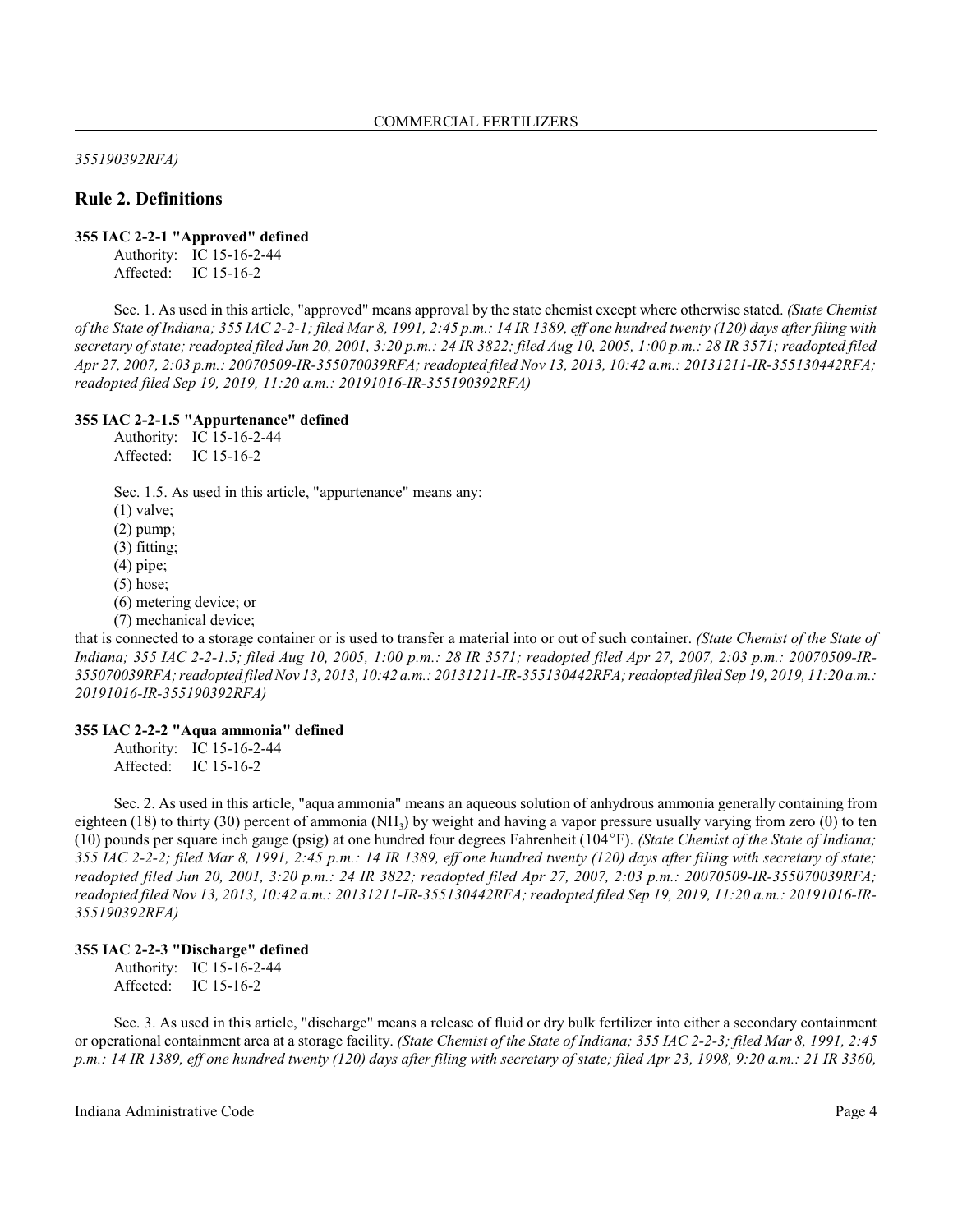*355190392RFA)*

## Rule 2. Definitions

### 355 IAC 2-2-1 "Approved" defined

Authority: IC 15-16-2-44
Affected: IC 15-16-2

Sec. 1. As used in this article, "approved" means approval by the state chemist except where otherwise stated. *(State Chemist of the State of Indiana; 355 IAC 2-2-1; filed Mar 8, 1991, 2:45 p.m.: 14 IR 1389, eff one hundred twenty (120) days after filing with secretary of state; readopted filed Jun 20, 2001, 3:20 p.m.: 24 IR 3822; filed Aug 10, 2005, 1:00 p.m.: 28 IR 3571; readopted filed Apr 27, 2007, 2:03 p.m.: 20070509-IR-355070039RFA; readopted filed Nov 13, 2013, 10:42 a.m.: 20131211-IR-355130442RFA; readopted filed Sep 19, 2019, 11:20 a.m.: 20191016-IR-355190392RFA)*

### 355 IAC 2-2-1.5 "Appurtenance" defined

Authority: IC 15-16-2-44
Affected: IC 15-16-2

Sec. 1.5. As used in this article, "appurtenance" means any:
(1) valve;
(2) pump;
(3) fitting;
(4) pipe;
(5) hose;
(6) metering device; or
(7) mechanical device;
that is connected to a storage container or is used to transfer a material into or out of such container. *(State Chemist of the State of Indiana; 355 IAC 2-2-1.5; filed Aug 10, 2005, 1:00 p.m.: 28 IR 3571; readopted filed Apr 27, 2007, 2:03 p.m.: 20070509-IR-355070039RFA; readopted filed Nov 13, 2013, 10:42 a.m.: 20131211-IR-355130442RFA; readopted filed Sep 19, 2019, 11:20 a.m.: 20191016-IR-355190392RFA)*

### 355 IAC 2-2-2 "Aqua ammonia" defined

Authority: IC 15-16-2-44
Affected: IC 15-16-2

Sec. 2. As used in this article, "aqua ammonia" means an aqueous solution of anhydrous ammonia generally containing from eighteen (18) to thirty (30) percent of ammonia ($NH_3$) by weight and having a vapor pressure usually varying from zero (0) to ten (10) pounds per square inch gauge (psig) at one hundred four degrees Fahrenheit (104°F). *(State Chemist of the State of Indiana; 355 IAC 2-2-2; filed Mar 8, 1991, 2:45 p.m.: 14 IR 1389, eff one hundred twenty (120) days after filing with secretary of state; readopted filed Jun 20, 2001, 3:20 p.m.: 24 IR 3822; readopted filed Apr 27, 2007, 2:03 p.m.: 20070509-IR-355070039RFA; readopted filed Nov 13, 2013, 10:42 a.m.: 20131211-IR-355130442RFA; readopted filed Sep 19, 2019, 11:20 a.m.: 20191016-IR-355190392RFA)*

### 355 IAC 2-2-3 "Discharge" defined

Authority: IC 15-16-2-44
Affected: IC 15-16-2

Sec. 3. As used in this article, "discharge" means a release of fluid or dry bulk fertilizer into either a secondary containment or operational containment area at a storage facility. *(State Chemist of the State of Indiana; 355 IAC 2-2-3; filed Mar 8, 1991, 2:45 p.m.: 14 IR 1389, eff one hundred twenty (120) days after filing with secretary of state; filed Apr 23, 1998, 9:20 a.m.: 21 IR 3360,*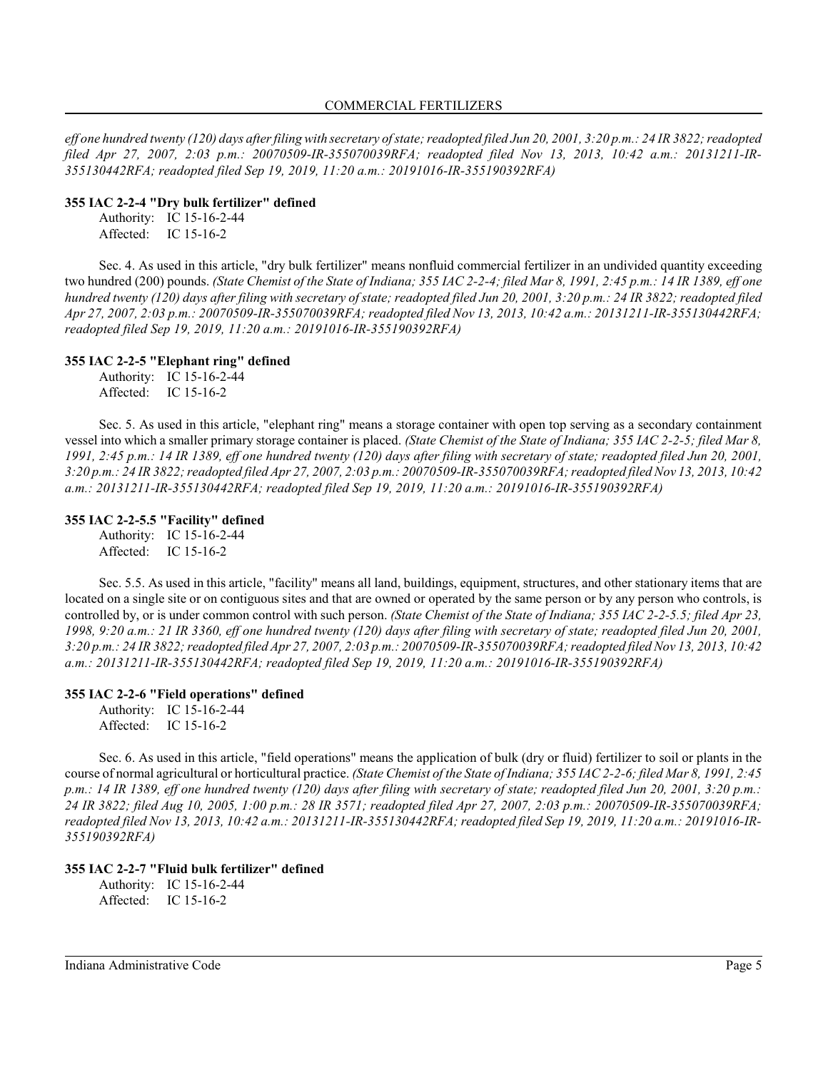*eff one hundred twenty (120) days after filing with secretary of state; readopted filed Jun 20, 2001, 3:20 p.m.: 24 IR 3822; readopted filed Apr 27, 2007, 2:03 p.m.: 20070509-IR-355070039RFA; readopted filed Nov 13, 2013, 10:42 a.m.: 20131211-IR-355130442RFA; readopted filed Sep 19, 2019, 11:20 a.m.: 20191016-IR-355190392RFA)*

**355 IAC 2-2-4 "Dry bulk fertilizer" defined**

Authority: IC 15-16-2-44
Affected: IC 15-16-2

Sec. 4. As used in this article, "dry bulk fertilizer" means nonfluid commercial fertilizer in an undivided quantity exceeding two hundred (200) pounds. *(State Chemist of the State of Indiana; 355 IAC 2-2-4; filed Mar 8, 1991, 2:45 p.m.: 14 IR 1389, eff one hundred twenty (120) days after filing with secretary of state; readopted filed Jun 20, 2001, 3:20 p.m.: 24 IR 3822; readopted filed Apr 27, 2007, 2:03 p.m.: 20070509-IR-355070039RFA; readopted filed Nov 13, 2013, 10:42 a.m.: 20131211-IR-355130442RFA; readopted filed Sep 19, 2019, 11:20 a.m.: 20191016-IR-355190392RFA)*

**355 IAC 2-2-5 "Elephant ring" defined**

Authority: IC 15-16-2-44
Affected: IC 15-16-2

Sec. 5. As used in this article, "elephant ring" means a storage container with open top serving as a secondary containment vessel into which a smaller primary storage container is placed. *(State Chemist of the State of Indiana; 355 IAC 2-2-5; filed Mar 8, 1991, 2:45 p.m.: 14 IR 1389, eff one hundred twenty (120) days after filing with secretary of state; readopted filed Jun 20, 2001, 3:20 p.m.: 24 IR 3822; readopted filed Apr 27, 2007, 2:03 p.m.: 20070509-IR-355070039RFA; readopted filed Nov 13, 2013, 10:42 a.m.: 20131211-IR-355130442RFA; readopted filed Sep 19, 2019, 11:20 a.m.: 20191016-IR-355190392RFA)*

**355 IAC 2-2-5.5 "Facility" defined**

Authority: IC 15-16-2-44
Affected: IC 15-16-2

Sec. 5.5. As used in this article, "facility" means all land, buildings, equipment, structures, and other stationary items that are located on a single site or on contiguous sites and that are owned or operated by the same person or by any person who controls, is controlled by, or is under common control with such person. *(State Chemist of the State of Indiana; 355 IAC 2-2-5.5; filed Apr 23, 1998, 9:20 a.m.: 21 IR 3360, eff one hundred twenty (120) days after filing with secretary of state; readopted filed Jun 20, 2001, 3:20 p.m.: 24 IR 3822; readopted filed Apr 27, 2007, 2:03 p.m.: 20070509-IR-355070039RFA; readopted filed Nov 13, 2013, 10:42 a.m.: 20131211-IR-355130442RFA; readopted filed Sep 19, 2019, 11:20 a.m.: 20191016-IR-355190392RFA)*

**355 IAC 2-2-6 "Field operations" defined**

Authority: IC 15-16-2-44
Affected: IC 15-16-2

Sec. 6. As used in this article, "field operations" means the application of bulk (dry or fluid) fertilizer to soil or plants in the course of normal agricultural or horticultural practice. *(State Chemist of the State of Indiana; 355 IAC 2-2-6; filed Mar 8, 1991, 2:45 p.m.: 14 IR 1389, eff one hundred twenty (120) days after filing with secretary of state; readopted filed Jun 20, 2001, 3:20 p.m.: 24 IR 3822; filed Aug 10, 2005, 1:00 p.m.: 28 IR 3571; readopted filed Apr 27, 2007, 2:03 p.m.: 20070509-IR-355070039RFA; readopted filed Nov 13, 2013, 10:42 a.m.: 20131211-IR-355130442RFA; readopted filed Sep 19, 2019, 11:20 a.m.: 20191016-IR-355190392RFA)*

**355 IAC 2-2-7 "Fluid bulk fertilizer" defined**

Authority: IC 15-16-2-44
Affected: IC 15-16-2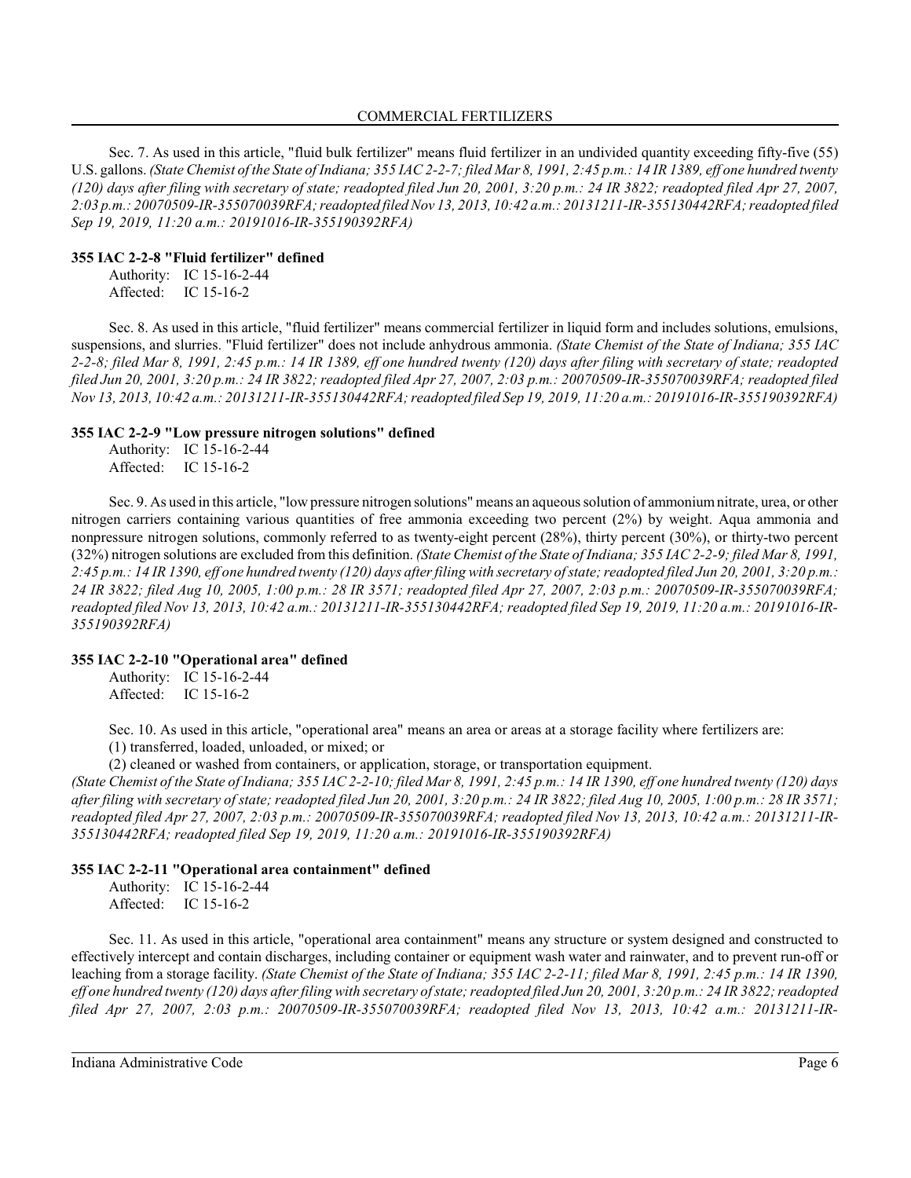Sec. 7. As used in this article, "fluid bulk fertilizer" means fluid fertilizer in an undivided quantity exceeding fifty-five (55) U.S. gallons. *(State Chemist of the State of Indiana; 355 IAC 2-2-7; filed Mar 8, 1991, 2:45 p.m.: 14 IR 1389, eff one hundred twenty (120) days after filing with secretary of state; readopted filed Jun 20, 2001, 3:20 p.m.: 24 IR 3822; readopted filed Apr 27, 2007, 2:03 p.m.: 20070509-IR-355070039RFA; readopted filed Nov 13, 2013, 10:42 a.m.: 20131211-IR-355130442RFA; readopted filed Sep 19, 2019, 11:20 a.m.: 20191016-IR-355190392RFA)*

### 355 IAC 2-2-8 "Fluid fertilizer" defined

Authority: IC 15-16-2-44
Affected: IC 15-16-2

Sec. 8. As used in this article, "fluid fertilizer" means commercial fertilizer in liquid form and includes solutions, emulsions, suspensions, and slurries. "Fluid fertilizer" does not include anhydrous ammonia. *(State Chemist of the State of Indiana; 355 IAC 2-2-8; filed Mar 8, 1991, 2:45 p.m.: 14 IR 1389, eff one hundred twenty (120) days after filing with secretary of state; readopted filed Jun 20, 2001, 3:20 p.m.: 24 IR 3822; readopted filed Apr 27, 2007, 2:03 p.m.: 20070509-IR-355070039RFA; readopted filed Nov 13, 2013, 10:42 a.m.: 20131211-IR-355130442RFA; readopted filed Sep 19, 2019, 11:20 a.m.: 20191016-IR-355190392RFA)*

### 355 IAC 2-2-9 "Low pressure nitrogen solutions" defined

Authority: IC 15-16-2-44
Affected: IC 15-16-2

Sec. 9. As used in this article, "low pressure nitrogen solutions" means an aqueous solution of ammonium nitrate, urea, or other nitrogen carriers containing various quantities of free ammonia exceeding two percent (2%) by weight. Aqua ammonia and nonpressure nitrogen solutions, commonly referred to as twenty-eight percent (28%), thirty percent (30%), or thirty-two percent (32%) nitrogen solutions are excluded from this definition. *(State Chemist of the State of Indiana; 355 IAC 2-2-9; filed Mar 8, 1991, 2:45 p.m.: 14 IR 1390, eff one hundred twenty (120) days after filing with secretary of state; readopted filed Jun 20, 2001, 3:20 p.m.: 24 IR 3822; filed Aug 10, 2005, 1:00 p.m.: 28 IR 3571; readopted filed Apr 27, 2007, 2:03 p.m.: 20070509-IR-355070039RFA; readopted filed Nov 13, 2013, 10:42 a.m.: 20131211-IR-355130442RFA; readopted filed Sep 19, 2019, 11:20 a.m.: 20191016-IR-355190392RFA)*

### 355 IAC 2-2-10 "Operational area" defined

Authority: IC 15-16-2-44
Affected: IC 15-16-2

Sec. 10. As used in this article, "operational area" means an area or areas at a storage facility where fertilizers are:
(1) transferred, loaded, unloaded, or mixed; or
(2) cleaned or washed from containers, or application, storage, or transportation equipment.

*(State Chemist of the State of Indiana; 355 IAC 2-2-10; filed Mar 8, 1991, 2:45 p.m.: 14 IR 1390, eff one hundred twenty (120) days after filing with secretary of state; readopted filed Jun 20, 2001, 3:20 p.m.: 24 IR 3822; filed Aug 10, 2005, 1:00 p.m.: 28 IR 3571; readopted filed Apr 27, 2007, 2:03 p.m.: 20070509-IR-355070039RFA; readopted filed Nov 13, 2013, 10:42 a.m.: 20131211-IR-355130442RFA; readopted filed Sep 19, 2019, 11:20 a.m.: 20191016-IR-355190392RFA)*

### 355 IAC 2-2-11 "Operational area containment" defined

Authority: IC 15-16-2-44
Affected: IC 15-16-2

Sec. 11. As used in this article, "operational area containment" means any structure or system designed and constructed to effectively intercept and contain discharges, including container or equipment wash water and rainwater, and to prevent run-off or leaching from a storage facility. *(State Chemist of the State of Indiana; 355 IAC 2-2-11; filed Mar 8, 1991, 2:45 p.m.: 14 IR 1390, eff one hundred twenty (120) days after filing with secretary of state; readopted filed Jun 20, 2001, 3:20 p.m.: 24 IR 3822; readopted filed Apr 27, 2007, 2:03 p.m.: 20070509-IR-355070039RFA; readopted filed Nov 13, 2013, 10:42 a.m.: 20131211-IR-*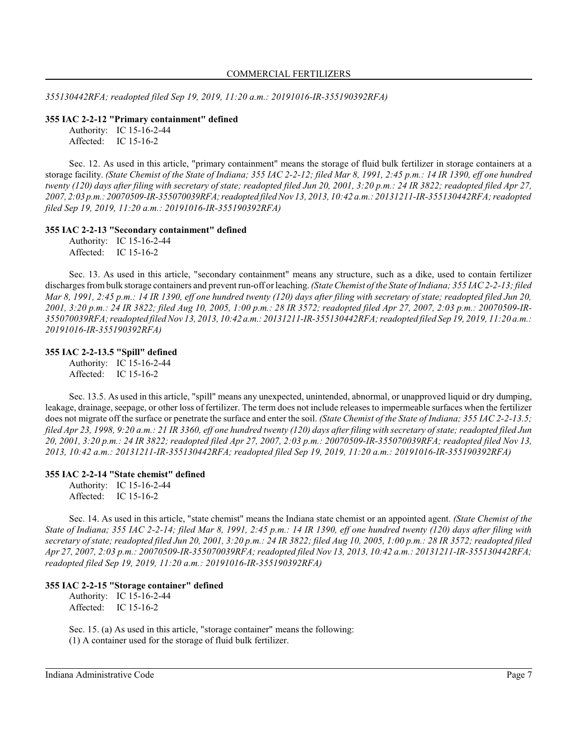*355130442RFA; readopted filed Sep 19, 2019, 11:20 a.m.: 20191016-IR-355190392RFA)*

**355 IAC 2-2-12 "Primary containment" defined**

Authority: IC 15-16-2-44
Affected: IC 15-16-2

Sec. 12. As used in this article, "primary containment" means the storage of fluid bulk fertilizer in storage containers at a storage facility. *(State Chemist of the State of Indiana; 355 IAC 2-2-12; filed Mar 8, 1991, 2:45 p.m.: 14 IR 1390, eff one hundred twenty (120) days after filing with secretary of state; readopted filed Jun 20, 2001, 3:20 p.m.: 24 IR 3822; readopted filed Apr 27, 2007, 2:03 p.m.: 20070509-IR-355070039RFA; readopted filed Nov 13, 2013, 10:42 a.m.: 20131211-IR-355130442RFA; readopted filed Sep 19, 2019, 11:20 a.m.: 20191016-IR-355190392RFA)*

**355 IAC 2-2-13 "Secondary containment" defined**

Authority: IC 15-16-2-44
Affected: IC 15-16-2

Sec. 13. As used in this article, "secondary containment" means any structure, such as a dike, used to contain fertilizer discharges from bulk storage containers and prevent run-off or leaching. *(State Chemist of the State of Indiana; 355 IAC 2-2-13; filed Mar 8, 1991, 2:45 p.m.: 14 IR 1390, eff one hundred twenty (120) days after filing with secretary of state; readopted filed Jun 20, 2001, 3:20 p.m.: 24 IR 3822; filed Aug 10, 2005, 1:00 p.m.: 28 IR 3572; readopted filed Apr 27, 2007, 2:03 p.m.: 20070509-IR-355070039RFA; readopted filed Nov 13, 2013, 10:42 a.m.: 20131211-IR-355130442RFA; readopted filed Sep 19, 2019, 11:20 a.m.: 20191016-IR-355190392RFA)*

**355 IAC 2-2-13.5 "Spill" defined**

Authority: IC 15-16-2-44
Affected: IC 15-16-2

Sec. 13.5. As used in this article, "spill" means any unexpected, unintended, abnormal, or unapproved liquid or dry dumping, leakage, drainage, seepage, or other loss of fertilizer. The term does not include releases to impermeable surfaces when the fertilizer does not migrate off the surface or penetrate the surface and enter the soil. *(State Chemist of the State of Indiana; 355 IAC 2-2-13.5; filed Apr 23, 1998, 9:20 a.m.: 21 IR 3360, eff one hundred twenty (120) days after filing with secretary of state; readopted filed Jun 20, 2001, 3:20 p.m.: 24 IR 3822; readopted filed Apr 27, 2007, 2:03 p.m.: 20070509-IR-355070039RFA; readopted filed Nov 13, 2013, 10:42 a.m.: 20131211-IR-355130442RFA; readopted filed Sep 19, 2019, 11:20 a.m.: 20191016-IR-355190392RFA)*

**355 IAC 2-2-14 "State chemist" defined**

Authority: IC 15-16-2-44
Affected: IC 15-16-2

Sec. 14. As used in this article, "state chemist" means the Indiana state chemist or an appointed agent. *(State Chemist of the State of Indiana; 355 IAC 2-2-14; filed Mar 8, 1991, 2:45 p.m.: 14 IR 1390, eff one hundred twenty (120) days after filing with secretary of state; readopted filed Jun 20, 2001, 3:20 p.m.: 24 IR 3822; filed Aug 10, 2005, 1:00 p.m.: 28 IR 3572; readopted filed Apr 27, 2007, 2:03 p.m.: 20070509-IR-355070039RFA; readopted filed Nov 13, 2013, 10:42 a.m.: 20131211-IR-355130442RFA; readopted filed Sep 19, 2019, 11:20 a.m.: 20191016-IR-355190392RFA)*

**355 IAC 2-2-15 "Storage container" defined**

Authority: IC 15-16-2-44
Affected: IC 15-16-2

Sec. 15. (a) As used in this article, "storage container" means the following:
(1) A container used for the storage of fluid bulk fertilizer.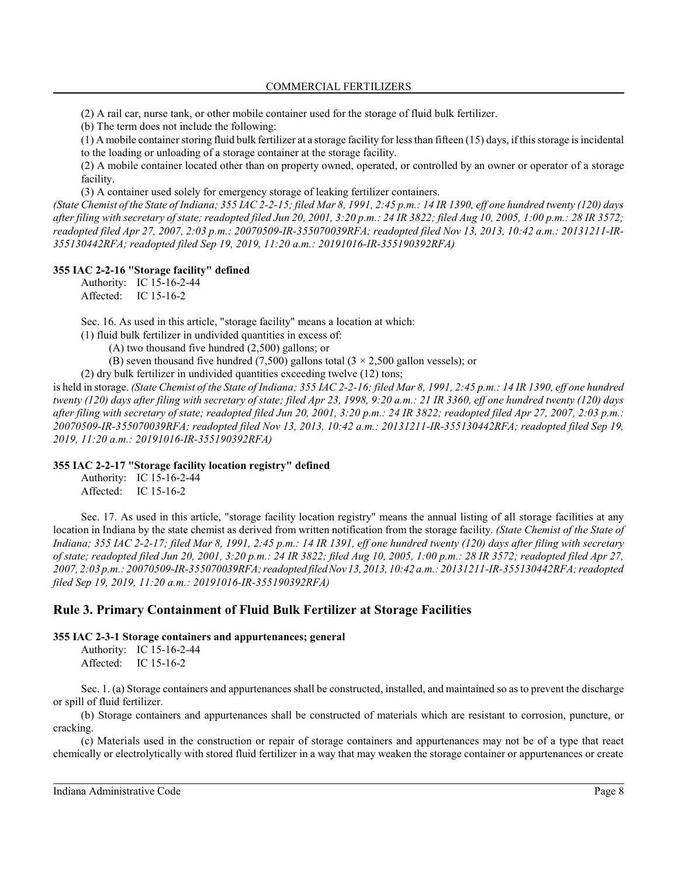(2) A rail car, nurse tank, or other mobile container used for the storage of fluid bulk fertilizer.

(b) The term does not include the following:

(1) A mobile container storing fluid bulk fertilizer at a storage facility for less than fifteen (15) days, if this storage is incidental to the loading or unloading of a storage container at the storage facility.

(2) A mobile container located other than on property owned, operated, or controlled by an owner or operator of a storage facility.

(3) A container used solely for emergency storage of leaking fertilizer containers.

*(State Chemist of the State of Indiana; 355 IAC 2-2-15; filed Mar 8, 1991, 2:45 p.m.: 14 IR 1390, eff one hundred twenty (120) days after filing with secretary of state; readopted filed Jun 20, 2001, 3:20 p.m.: 24 IR 3822; filed Aug 10, 2005, 1:00 p.m.: 28 IR 3572; readopted filed Apr 27, 2007, 2:03 p.m.: 20070509-IR-355070039RFA; readopted filed Nov 13, 2013, 10:42 a.m.: 20131211-IR-355130442RFA; readopted filed Sep 19, 2019, 11:20 a.m.: 20191016-IR-355190392RFA)*

### 355 IAC 2-2-16 "Storage facility" defined

Authority: IC 15-16-2-44
Affected: IC 15-16-2

Sec. 16. As used in this article, "storage facility" means a location at which:

(1) fluid bulk fertilizer in undivided quantities in excess of:

(A) two thousand five hundred (2,500) gallons; or

(B) seven thousand five hundred (7,500) gallons total ($3 \times 2,500$ gallon vessels); or

(2) dry bulk fertilizer in undivided quantities exceeding twelve (12) tons;

is held in storage. *(State Chemist of the State of Indiana; 355 IAC 2-2-16; filed Mar 8, 1991, 2:45 p.m.: 14 IR 1390, eff one hundred twenty (120) days after filing with secretary of state; filed Apr 23, 1998, 9:20 a.m.: 21 IR 3360, eff one hundred twenty (120) days after filing with secretary of state; readopted filed Jun 20, 2001, 3:20 p.m.: 24 IR 3822; readopted filed Apr 27, 2007, 2:03 p.m.: 20070509-IR-355070039RFA; readopted filed Nov 13, 2013, 10:42 a.m.: 20131211-IR-355130442RFA; readopted filed Sep 19, 2019, 11:20 a.m.: 20191016-IR-355190392RFA)*

### 355 IAC 2-2-17 "Storage facility location registry" defined

Authority: IC 15-16-2-44
Affected: IC 15-16-2

Sec. 17. As used in this article, "storage facility location registry" means the annual listing of all storage facilities at any location in Indiana by the state chemist as derived from written notification from the storage facility. *(State Chemist of the State of Indiana; 355 IAC 2-2-17; filed Mar 8, 1991, 2:45 p.m.: 14 IR 1391, eff one hundred twenty (120) days after filing with secretary of state; readopted filed Jun 20, 2001, 3:20 p.m.: 24 IR 3822; filed Aug 10, 2005, 1:00 p.m.: 28 IR 3572; readopted filed Apr 27, 2007, 2:03 p.m.: 20070509-IR-355070039RFA; readopted filed Nov 13, 2013, 10:42 a.m.: 20131211-IR-355130442RFA; readopted filed Sep 19, 2019, 11:20 a.m.: 20191016-IR-355190392RFA)*

## Rule 3. Primary Containment of Fluid Bulk Fertilizer at Storage Facilities

### 355 IAC 2-3-1 Storage containers and appurtenances; general

Authority: IC 15-16-2-44
Affected: IC 15-16-2

Sec. 1. (a) Storage containers and appurtenances shall be constructed, installed, and maintained so as to prevent the discharge or spill of fluid fertilizer.

(b) Storage containers and appurtenances shall be constructed of materials which are resistant to corrosion, puncture, or cracking.

(c) Materials used in the construction or repair of storage containers and appurtenances may not be of a type that react chemically or electrolytically with stored fluid fertilizer in a way that may weaken the storage container or appurtenances or create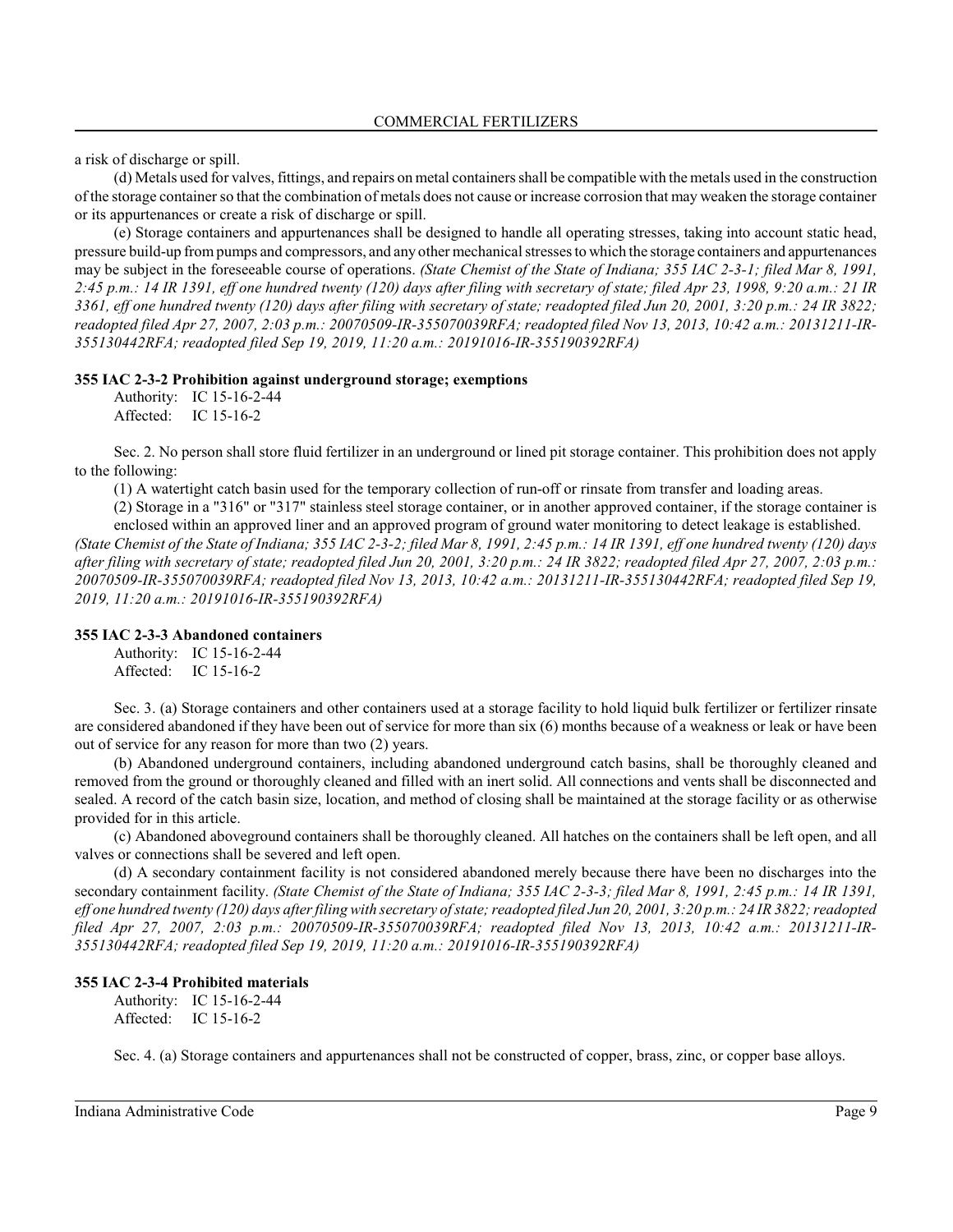a risk of discharge or spill.

(d) Metals used for valves, fittings, and repairs on metal containers shall be compatible with the metals used in the construction of the storage container so that the combination of metals does not cause or increase corrosion that may weaken the storage container or its appurtenances or create a risk of discharge or spill.

(e) Storage containers and appurtenances shall be designed to handle all operating stresses, taking into account static head, pressure build-up from pumps and compressors, and any other mechanical stresses to which the storage containers and appurtenances may be subject in the foreseeable course of operations. *(State Chemist of the State of Indiana; 355 IAC 2-3-1; filed Mar 8, 1991, 2:45 p.m.: 14 IR 1391, eff one hundred twenty (120) days after filing with secretary of state; filed Apr 23, 1998, 9:20 a.m.: 21 IR 3361, eff one hundred twenty (120) days after filing with secretary of state; readopted filed Jun 20, 2001, 3:20 p.m.: 24 IR 3822; readopted filed Apr 27, 2007, 2:03 p.m.: 20070509-IR-355070039RFA; readopted filed Nov 13, 2013, 10:42 a.m.: 20131211-IR-355130442RFA; readopted filed Sep 19, 2019, 11:20 a.m.: 20191016-IR-355190392RFA)*

**355 IAC 2-3-2 Prohibition against underground storage; exemptions**

Authority: IC 15-16-2-44
Affected: IC 15-16-2

Sec. 2. No person shall store fluid fertilizer in an underground or lined pit storage container. This prohibition does not apply to the following:

(1) A watertight catch basin used for the temporary collection of run-off or rinsate from transfer and loading areas.

(2) Storage in a "316" or "317" stainless steel storage container, or in another approved container, if the storage container is enclosed within an approved liner and an approved program of ground water monitoring to detect leakage is established.

*(State Chemist of the State of Indiana; 355 IAC 2-3-2; filed Mar 8, 1991, 2:45 p.m.: 14 IR 1391, eff one hundred twenty (120) days after filing with secretary of state; readopted filed Jun 20, 2001, 3:20 p.m.: 24 IR 3822; readopted filed Apr 27, 2007, 2:03 p.m.: 20070509-IR-355070039RFA; readopted filed Nov 13, 2013, 10:42 a.m.: 20131211-IR-355130442RFA; readopted filed Sep 19, 2019, 11:20 a.m.: 20191016-IR-355190392RFA)*

**355 IAC 2-3-3 Abandoned containers**

Authority: IC 15-16-2-44
Affected: IC 15-16-2

Sec. 3. (a) Storage containers and other containers used at a storage facility to hold liquid bulk fertilizer or fertilizer rinsate are considered abandoned if they have been out of service for more than six (6) months because of a weakness or leak or have been out of service for any reason for more than two (2) years.

(b) Abandoned underground containers, including abandoned underground catch basins, shall be thoroughly cleaned and removed from the ground or thoroughly cleaned and filled with an inert solid. All connections and vents shall be disconnected and sealed. A record of the catch basin size, location, and method of closing shall be maintained at the storage facility or as otherwise provided for in this article.

(c) Abandoned aboveground containers shall be thoroughly cleaned. All hatches on the containers shall be left open, and all valves or connections shall be severed and left open.

(d) A secondary containment facility is not considered abandoned merely because there have been no discharges into the secondary containment facility. *(State Chemist of the State of Indiana; 355 IAC 2-3-3; filed Mar 8, 1991, 2:45 p.m.: 14 IR 1391, eff one hundred twenty (120) days after filing with secretary of state; readopted filed Jun 20, 2001, 3:20 p.m.: 24 IR 3822; readopted filed Apr 27, 2007, 2:03 p.m.: 20070509-IR-355070039RFA; readopted filed Nov 13, 2013, 10:42 a.m.: 20131211-IR-355130442RFA; readopted filed Sep 19, 2019, 11:20 a.m.: 20191016-IR-355190392RFA)*

**355 IAC 2-3-4 Prohibited materials**

Authority: IC 15-16-2-44
Affected: IC 15-16-2

Sec. 4. (a) Storage containers and appurtenances shall not be constructed of copper, brass, zinc, or copper base alloys.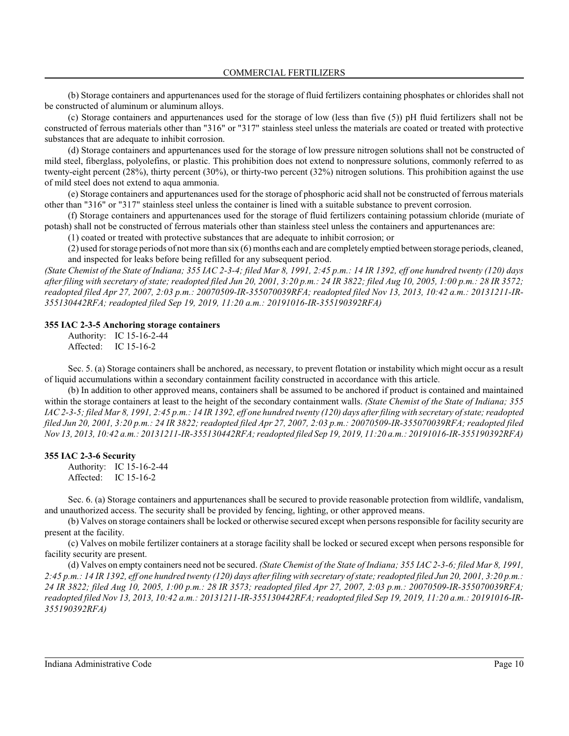(b) Storage containers and appurtenances used for the storage of fluid fertilizers containing phosphates or chlorides shall not be constructed of aluminum or aluminum alloys.

(c) Storage containers and appurtenances used for the storage of low (less than five (5)) pH fluid fertilizers shall not be constructed of ferrous materials other than "316" or "317" stainless steel unless the materials are coated or treated with protective substances that are adequate to inhibit corrosion.

(d) Storage containers and appurtenances used for the storage of low pressure nitrogen solutions shall not be constructed of mild steel, fiberglass, polyolefins, or plastic. This prohibition does not extend to nonpressure solutions, commonly referred to as twenty-eight percent (28%), thirty percent (30%), or thirty-two percent (32%) nitrogen solutions. This prohibition against the use of mild steel does not extend to aqua ammonia.

(e) Storage containers and appurtenances used for the storage of phosphoric acid shall not be constructed of ferrous materials other than "316" or "317" stainless steel unless the container is lined with a suitable substance to prevent corrosion.

(f) Storage containers and appurtenances used for the storage of fluid fertilizers containing potassium chloride (muriate of potash) shall not be constructed of ferrous materials other than stainless steel unless the containers and appurtenances are:

(1) coated or treated with protective substances that are adequate to inhibit corrosion; or

(2) used for storage periods of not more than six (6) months each and are completely emptied between storage periods, cleaned, and inspected for leaks before being refilled for any subsequent period.

*(State Chemist of the State of Indiana; 355 IAC 2-3-4; filed Mar 8, 1991, 2:45 p.m.: 14 IR 1392, eff one hundred twenty (120) days after filing with secretary of state; readopted filed Jun 20, 2001, 3:20 p.m.: 24 IR 3822; filed Aug 10, 2005, 1:00 p.m.: 28 IR 3572; readopted filed Apr 27, 2007, 2:03 p.m.: 20070509-IR-355070039RFA; readopted filed Nov 13, 2013, 10:42 a.m.: 20131211-IR-355130442RFA; readopted filed Sep 19, 2019, 11:20 a.m.: 20191016-IR-355190392RFA)*

**355 IAC 2-3-5 Anchoring storage containers**

Authority: IC 15-16-2-44
Affected: IC 15-16-2

Sec. 5. (a) Storage containers shall be anchored, as necessary, to prevent flotation or instability which might occur as a result of liquid accumulations within a secondary containment facility constructed in accordance with this article.

(b) In addition to other approved means, containers shall be assumed to be anchored if product is contained and maintained within the storage containers at least to the height of the secondary containment walls. *(State Chemist of the State of Indiana; 355 IAC 2-3-5; filed Mar 8, 1991, 2:45 p.m.: 14 IR 1392, eff one hundred twenty (120) days after filing with secretary of state; readopted filed Jun 20, 2001, 3:20 p.m.: 24 IR 3822; readopted filed Apr 27, 2007, 2:03 p.m.: 20070509-IR-355070039RFA; readopted filed Nov 13, 2013, 10:42 a.m.: 20131211-IR-355130442RFA; readopted filed Sep 19, 2019, 11:20 a.m.: 20191016-IR-355190392RFA)*

**355 IAC 2-3-6 Security**

Authority: IC 15-16-2-44
Affected: IC 15-16-2

Sec. 6. (a) Storage containers and appurtenances shall be secured to provide reasonable protection from wildlife, vandalism, and unauthorized access. The security shall be provided by fencing, lighting, or other approved means.

(b) Valves on storage containers shall be locked or otherwise secured except when persons responsible for facility security are present at the facility.

(c) Valves on mobile fertilizer containers at a storage facility shall be locked or secured except when persons responsible for facility security are present.

(d) Valves on empty containers need not be secured. *(State Chemist of the State of Indiana; 355 IAC 2-3-6; filed Mar 8, 1991, 2:45 p.m.: 14 IR 1392, eff one hundred twenty (120) days after filing with secretary of state; readopted filed Jun 20, 2001, 3:20 p.m.: 24 IR 3822; filed Aug 10, 2005, 1:00 p.m.: 28 IR 3573; readopted filed Apr 27, 2007, 2:03 p.m.: 20070509-IR-355070039RFA; readopted filed Nov 13, 2013, 10:42 a.m.: 20131211-IR-355130442RFA; readopted filed Sep 19, 2019, 11:20 a.m.: 20191016-IR-355190392RFA)*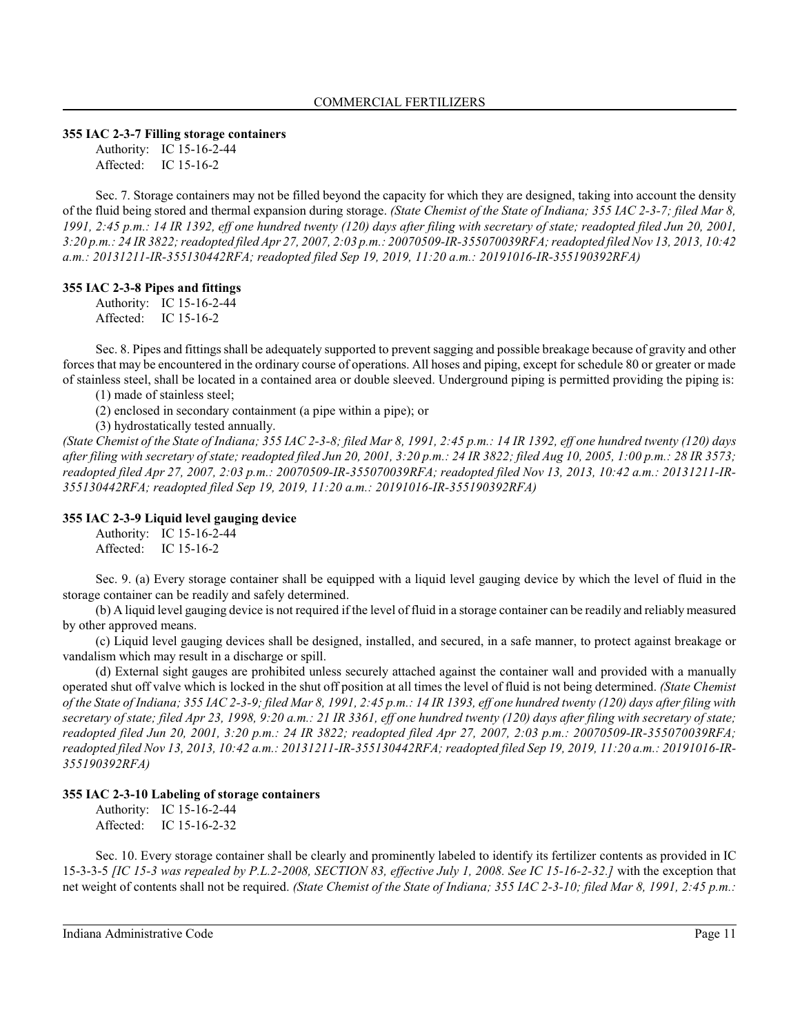### 355 IAC 2-3-7 Filling storage containers

Authority: IC 15-16-2-44
Affected: IC 15-16-2

Sec. 7. Storage containers may not be filled beyond the capacity for which they are designed, taking into account the density of the fluid being stored and thermal expansion during storage. *(State Chemist of the State of Indiana; 355 IAC 2-3-7; filed Mar 8, 1991, 2:45 p.m.: 14 IR 1392, eff one hundred twenty (120) days after filing with secretary of state; readopted filed Jun 20, 2001, 3:20 p.m.: 24 IR 3822; readopted filed Apr 27, 2007, 2:03 p.m.: 20070509-IR-355070039RFA; readopted filed Nov 13, 2013, 10:42 a.m.: 20131211-IR-355130442RFA; readopted filed Sep 19, 2019, 11:20 a.m.: 20191016-IR-355190392RFA)*

### 355 IAC 2-3-8 Pipes and fittings

Authority: IC 15-16-2-44
Affected: IC 15-16-2

Sec. 8. Pipes and fittings shall be adequately supported to prevent sagging and possible breakage because of gravity and other forces that may be encountered in the ordinary course of operations. All hoses and piping, except for schedule 80 or greater or made of stainless steel, shall be located in a contained area or double sleeved. Underground piping is permitted providing the piping is:

(1) made of stainless steel;
(2) enclosed in secondary containment (a pipe within a pipe); or
(3) hydrostatically tested annually.

*(State Chemist of the State of Indiana; 355 IAC 2-3-8; filed Mar 8, 1991, 2:45 p.m.: 14 IR 1392, eff one hundred twenty (120) days after filing with secretary of state; readopted filed Jun 20, 2001, 3:20 p.m.: 24 IR 3822; filed Aug 10, 2005, 1:00 p.m.: 28 IR 3573; readopted filed Apr 27, 2007, 2:03 p.m.: 20070509-IR-355070039RFA; readopted filed Nov 13, 2013, 10:42 a.m.: 20131211-IR-355130442RFA; readopted filed Sep 19, 2019, 11:20 a.m.: 20191016-IR-355190392RFA)*

### 355 IAC 2-3-9 Liquid level gauging device

Authority: IC 15-16-2-44
Affected: IC 15-16-2

Sec. 9. (a) Every storage container shall be equipped with a liquid level gauging device by which the level of fluid in the storage container can be readily and safely determined.

(b) A liquid level gauging device is not required if the level of fluid in a storage container can be readily and reliably measured by other approved means.

(c) Liquid level gauging devices shall be designed, installed, and secured, in a safe manner, to protect against breakage or vandalism which may result in a discharge or spill.

(d) External sight gauges are prohibited unless securely attached against the container wall and provided with a manually operated shut off valve which is locked in the shut off position at all times the level of fluid is not being determined. *(State Chemist of the State of Indiana; 355 IAC 2-3-9; filed Mar 8, 1991, 2:45 p.m.: 14 IR 1393, eff one hundred twenty (120) days after filing with secretary of state; filed Apr 23, 1998, 9:20 a.m.: 21 IR 3361, eff one hundred twenty (120) days after filing with secretary of state; readopted filed Jun 20, 2001, 3:20 p.m.: 24 IR 3822; readopted filed Apr 27, 2007, 2:03 p.m.: 20070509-IR-355070039RFA; readopted filed Nov 13, 2013, 10:42 a.m.: 20131211-IR-355130442RFA; readopted filed Sep 19, 2019, 11:20 a.m.: 20191016-IR-355190392RFA)*

### 355 IAC 2-3-10 Labeling of storage containers

Authority: IC 15-16-2-44
Affected: IC 15-16-2-32

Sec. 10. Every storage container shall be clearly and prominently labeled to identify its fertilizer contents as provided in IC 15-3-3-5 *[IC 15-3 was repealed by P.L.2-2008, SECTION 83, effective July 1, 2008. See IC 15-16-2-32.]* with the exception that net weight of contents shall not be required. *(State Chemist of the State of Indiana; 355 IAC 2-3-10; filed Mar 8, 1991, 2:45 p.m.:*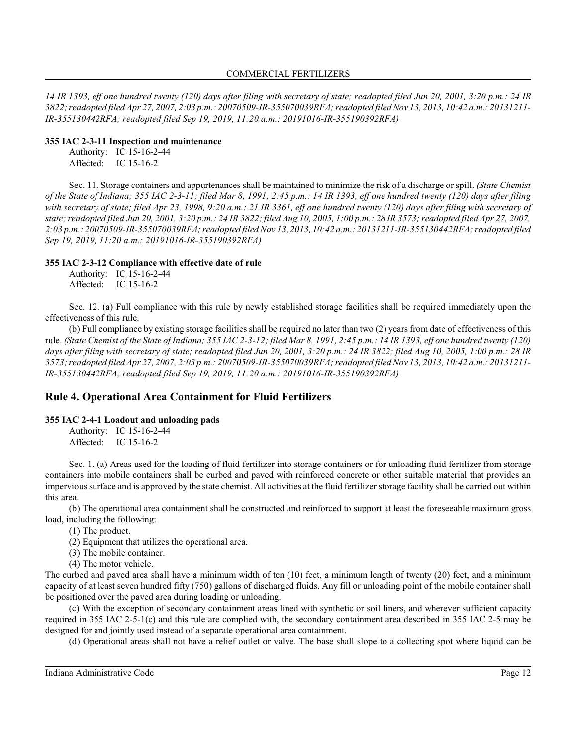*14 IR 1393, eff one hundred twenty (120) days after filing with secretary of state; readopted filed Jun 20, 2001, 3:20 p.m.: 24 IR 3822; readopted filed Apr 27, 2007, 2:03 p.m.: 20070509-IR-355070039RFA; readopted filed Nov 13, 2013, 10:42 a.m.: 20131211-IR-355130442RFA; readopted filed Sep 19, 2019, 11:20 a.m.: 20191016-IR-355190392RFA)*

**355 IAC 2-3-11 Inspection and maintenance**

Authority: IC 15-16-2-44
Affected: IC 15-16-2

Sec. 11. Storage containers and appurtenances shall be maintained to minimize the risk of a discharge or spill. *(State Chemist of the State of Indiana; 355 IAC 2-3-11; filed Mar 8, 1991, 2:45 p.m.: 14 IR 1393, eff one hundred twenty (120) days after filing with secretary of state; filed Apr 23, 1998, 9:20 a.m.: 21 IR 3361, eff one hundred twenty (120) days after filing with secretary of state; readopted filed Jun 20, 2001, 3:20 p.m.: 24 IR 3822; filed Aug 10, 2005, 1:00 p.m.: 28 IR 3573; readopted filed Apr 27, 2007, 2:03 p.m.: 20070509-IR-355070039RFA; readopted filed Nov 13, 2013, 10:42 a.m.: 20131211-IR-355130442RFA; readopted filed Sep 19, 2019, 11:20 a.m.: 20191016-IR-355190392RFA)*

**355 IAC 2-3-12 Compliance with effective date of rule**

Authority: IC 15-16-2-44
Affected: IC 15-16-2

Sec. 12. (a) Full compliance with this rule by newly established storage facilities shall be required immediately upon the effectiveness of this rule.

(b) Full compliance by existing storage facilities shall be required no later than two (2) years from date of effectiveness of this rule. *(State Chemist of the State of Indiana; 355 IAC 2-3-12; filed Mar 8, 1991, 2:45 p.m.: 14 IR 1393, eff one hundred twenty (120) days after filing with secretary of state; readopted filed Jun 20, 2001, 3:20 p.m.: 24 IR 3822; filed Aug 10, 2005, 1:00 p.m.: 28 IR 3573; readopted filed Apr 27, 2007, 2:03 p.m.: 20070509-IR-355070039RFA; readopted filed Nov 13, 2013, 10:42 a.m.: 20131211-IR-355130442RFA; readopted filed Sep 19, 2019, 11:20 a.m.: 20191016-IR-355190392RFA)*

## Rule 4. Operational Area Containment for Fluid Fertilizers

**355 IAC 2-4-1 Loadout and unloading pads**

Authority: IC 15-16-2-44
Affected: IC 15-16-2

Sec. 1. (a) Areas used for the loading of fluid fertilizer into storage containers or for unloading fluid fertilizer from storage containers into mobile containers shall be curbed and paved with reinforced concrete or other suitable material that provides an impervious surface and is approved by the state chemist. All activities at the fluid fertilizer storage facility shall be carried out within this area.

(b) The operational area containment shall be constructed and reinforced to support at least the foreseeable maximum gross load, including the following:

(1) The product.
(2) Equipment that utilizes the operational area.
(3) The mobile container.
(4) The motor vehicle.

The curbed and paved area shall have a minimum width of ten (10) feet, a minimum length of twenty (20) feet, and a minimum capacity of at least seven hundred fifty (750) gallons of discharged fluids. Any fill or unloading point of the mobile container shall be positioned over the paved area during loading or unloading.

(c) With the exception of secondary containment areas lined with synthetic or soil liners, and wherever sufficient capacity required in 355 IAC 2-5-1(c) and this rule are complied with, the secondary containment area described in 355 IAC 2-5 may be designed for and jointly used instead of a separate operational area containment.

(d) Operational areas shall not have a relief outlet or valve. The base shall slope to a collecting spot where liquid can be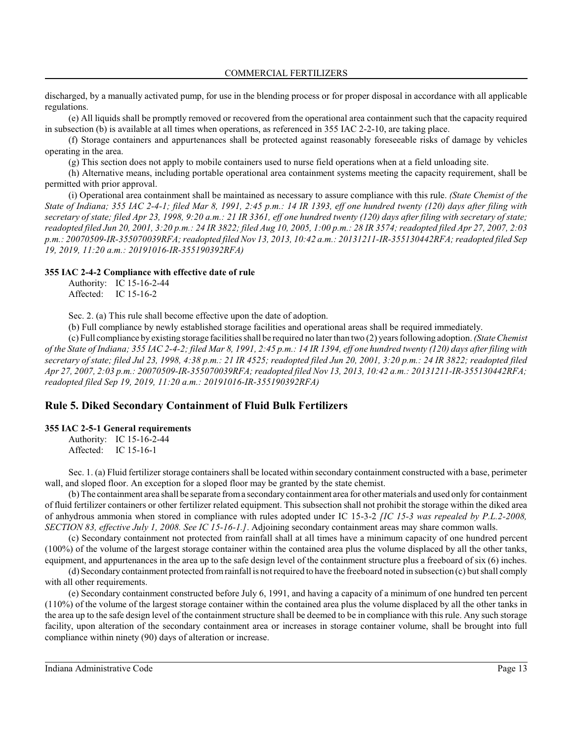discharged, by a manually activated pump, for use in the blending process or for proper disposal in accordance with all applicable regulations.

(e) All liquids shall be promptly removed or recovered from the operational area containment such that the capacity required in subsection (b) is available at all times when operations, as referenced in 355 IAC 2-2-10, are taking place.

(f) Storage containers and appurtenances shall be protected against reasonably foreseeable risks of damage by vehicles operating in the area.

(g) This section does not apply to mobile containers used to nurse field operations when at a field unloading site.

(h) Alternative means, including portable operational area containment systems meeting the capacity requirement, shall be permitted with prior approval.

(i) Operational area containment shall be maintained as necessary to assure compliance with this rule. *(State Chemist of the State of Indiana; 355 IAC 2-4-1; filed Mar 8, 1991, 2:45 p.m.: 14 IR 1393, eff one hundred twenty (120) days after filing with secretary of state; filed Apr 23, 1998, 9:20 a.m.: 21 IR 3361, eff one hundred twenty (120) days after filing with secretary of state; readopted filed Jun 20, 2001, 3:20 p.m.: 24 IR 3822; filed Aug 10, 2005, 1:00 p.m.: 28 IR 3574; readopted filed Apr 27, 2007, 2:03 p.m.: 20070509-IR-355070039RFA; readopted filed Nov 13, 2013, 10:42 a.m.: 20131211-IR-355130442RFA; readopted filed Sep 19, 2019, 11:20 a.m.: 20191016-IR-355190392RFA)*

**355 IAC 2-4-2 Compliance with effective date of rule**

Authority: IC 15-16-2-44
Affected: IC 15-16-2

Sec. 2. (a) This rule shall become effective upon the date of adoption.

(b) Full compliance by newly established storage facilities and operational areas shall be required immediately.

(c) Full compliance by existing storage facilities shall be required no later than two (2) years following adoption. *(State Chemist of the State of Indiana; 355 IAC 2-4-2; filed Mar 8, 1991, 2:45 p.m.: 14 IR 1394, eff one hundred twenty (120) days after filing with secretary of state; filed Jul 23, 1998, 4:38 p.m.: 21 IR 4525; readopted filed Jun 20, 2001, 3:20 p.m.: 24 IR 3822; readopted filed Apr 27, 2007, 2:03 p.m.: 20070509-IR-355070039RFA; readopted filed Nov 13, 2013, 10:42 a.m.: 20131211-IR-355130442RFA; readopted filed Sep 19, 2019, 11:20 a.m.: 20191016-IR-355190392RFA)*

## Rule 5. Diked Secondary Containment of Fluid Bulk Fertilizers

**355 IAC 2-5-1 General requirements**

Authority: IC 15-16-2-44
Affected: IC 15-16-1

Sec. 1. (a) Fluid fertilizer storage containers shall be located within secondary containment constructed with a base, perimeter wall, and sloped floor. An exception for a sloped floor may be granted by the state chemist.

(b) The containment area shall be separate from a secondary containment area for other materials and used only for containment of fluid fertilizer containers or other fertilizer related equipment. This subsection shall not prohibit the storage within the diked area of anhydrous ammonia when stored in compliance with rules adopted under IC 15-3-2 *[IC 15-3 was repealed by P.L.2-2008, SECTION 83, effective July 1, 2008. See IC 15-16-1.]*. Adjoining secondary containment areas may share common walls.

(c) Secondary containment not protected from rainfall shall at all times have a minimum capacity of one hundred percent (100%) of the volume of the largest storage container within the contained area plus the volume displaced by all the other tanks, equipment, and appurtenances in the area up to the safe design level of the containment structure plus a freeboard of six (6) inches.

(d) Secondary containment protected from rainfall is not required to have the freeboard noted in subsection (c) but shall comply with all other requirements.

(e) Secondary containment constructed before July 6, 1991, and having a capacity of a minimum of one hundred ten percent (110%) of the volume of the largest storage container within the contained area plus the volume displaced by all the other tanks in the area up to the safe design level of the containment structure shall be deemed to be in compliance with this rule. Any such storage facility, upon alteration of the secondary containment area or increases in storage container volume, shall be brought into full compliance within ninety (90) days of alteration or increase.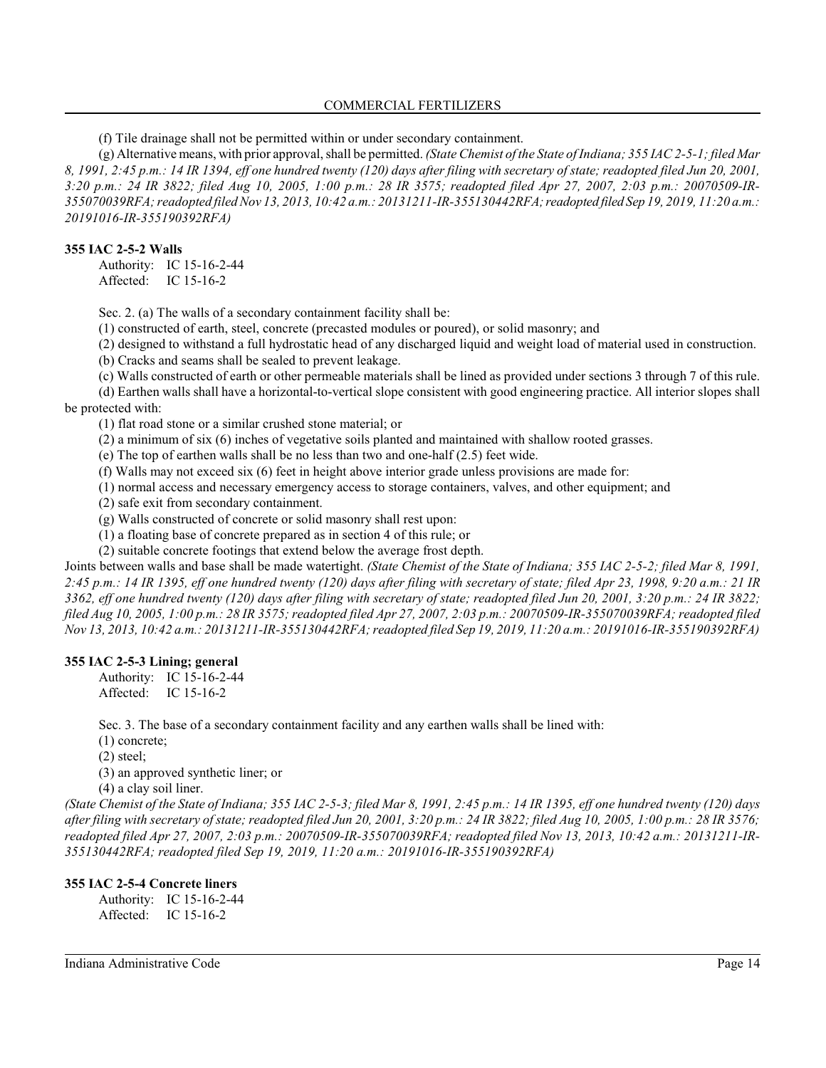(f) Tile drainage shall not be permitted within or under secondary containment.

(g) Alternative means, with prior approval, shall be permitted. *(State Chemist of the State of Indiana; 355 IAC 2-5-1; filed Mar 8, 1991, 2:45 p.m.: 14 IR 1394, eff one hundred twenty (120) days after filing with secretary of state; readopted filed Jun 20, 2001, 3:20 p.m.: 24 IR 3822; filed Aug 10, 2005, 1:00 p.m.: 28 IR 3575; readopted filed Apr 27, 2007, 2:03 p.m.: 20070509-IR-355070039RFA; readopted filed Nov 13, 2013, 10:42 a.m.: 20131211-IR-355130442RFA; readopted filed Sep 19, 2019, 11:20 a.m.: 20191016-IR-355190392RFA)*

**355 IAC 2-5-2 Walls**

Authority: IC 15-16-2-44
Affected: IC 15-16-2

Sec. 2. (a) The walls of a secondary containment facility shall be:

(1) constructed of earth, steel, concrete (precasted modules or poured), or solid masonry; and

(2) designed to withstand a full hydrostatic head of any discharged liquid and weight load of material used in construction.

(b) Cracks and seams shall be sealed to prevent leakage.

(c) Walls constructed of earth or other permeable materials shall be lined as provided under sections 3 through 7 of this rule.

(d) Earthen walls shall have a horizontal-to-vertical slope consistent with good engineering practice. All interior slopes shall be protected with:

(1) flat road stone or a similar crushed stone material; or

(2) a minimum of six (6) inches of vegetative soils planted and maintained with shallow rooted grasses.

(e) The top of earthen walls shall be no less than two and one-half (2.5) feet wide.

(f) Walls may not exceed six (6) feet in height above interior grade unless provisions are made for:

(1) normal access and necessary emergency access to storage containers, valves, and other equipment; and

(2) safe exit from secondary containment.

(g) Walls constructed of concrete or solid masonry shall rest upon:

(1) a floating base of concrete prepared as in section 4 of this rule; or

(2) suitable concrete footings that extend below the average frost depth.

Joints between walls and base shall be made watertight. *(State Chemist of the State of Indiana; 355 IAC 2-5-2; filed Mar 8, 1991, 2:45 p.m.: 14 IR 1395, eff one hundred twenty (120) days after filing with secretary of state; filed Apr 23, 1998, 9:20 a.m.: 21 IR 3362, eff one hundred twenty (120) days after filing with secretary of state; readopted filed Jun 20, 2001, 3:20 p.m.: 24 IR 3822; filed Aug 10, 2005, 1:00 p.m.: 28 IR 3575; readopted filed Apr 27, 2007, 2:03 p.m.: 20070509-IR-355070039RFA; readopted filed Nov 13, 2013, 10:42 a.m.: 20131211-IR-355130442RFA; readopted filed Sep 19, 2019, 11:20 a.m.: 20191016-IR-355190392RFA)*

**355 IAC 2-5-3 Lining; general**

Authority: IC 15-16-2-44
Affected: IC 15-16-2

Sec. 3. The base of a secondary containment facility and any earthen walls shall be lined with:

(1) concrete;

(2) steel;

(3) an approved synthetic liner; or

(4) a clay soil liner.

*(State Chemist of the State of Indiana; 355 IAC 2-5-3; filed Mar 8, 1991, 2:45 p.m.: 14 IR 1395, eff one hundred twenty (120) days after filing with secretary of state; readopted filed Jun 20, 2001, 3:20 p.m.: 24 IR 3822; filed Aug 10, 2005, 1:00 p.m.: 28 IR 3576; readopted filed Apr 27, 2007, 2:03 p.m.: 20070509-IR-355070039RFA; readopted filed Nov 13, 2013, 10:42 a.m.: 20131211-IR-355130442RFA; readopted filed Sep 19, 2019, 11:20 a.m.: 20191016-IR-355190392RFA)*

**355 IAC 2-5-4 Concrete liners**

Authority: IC 15-16-2-44
Affected: IC 15-16-2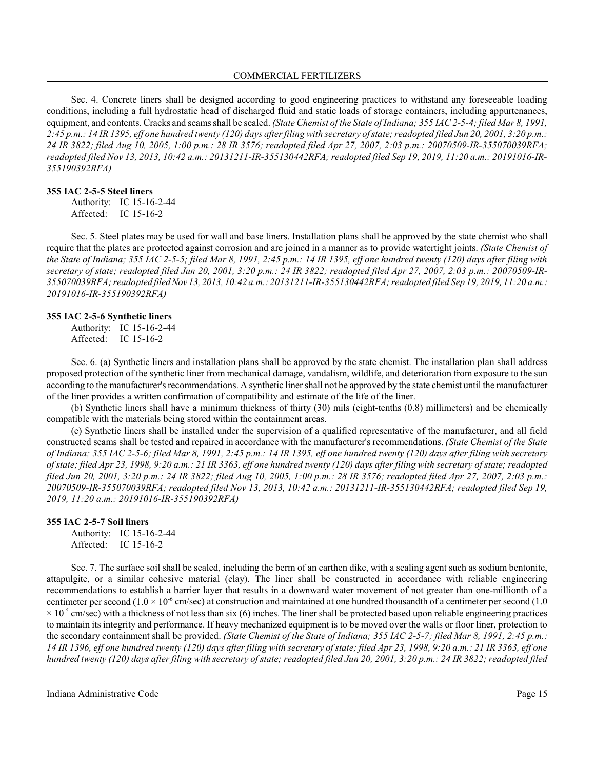Sec. 4. Concrete liners shall be designed according to good engineering practices to withstand any foreseeable loading conditions, including a full hydrostatic head of discharged fluid and static loads of storage containers, including appurtenances, equipment, and contents. Cracks and seams shall be sealed. *(State Chemist of the State of Indiana; 355 IAC 2-5-4; filed Mar 8, 1991, 2:45 p.m.: 14 IR 1395, eff one hundred twenty (120) days after filing with secretary of state; readopted filed Jun 20, 2001, 3:20 p.m.: 24 IR 3822; filed Aug 10, 2005, 1:00 p.m.: 28 IR 3576; readopted filed Apr 27, 2007, 2:03 p.m.: 20070509-IR-355070039RFA; readopted filed Nov 13, 2013, 10:42 a.m.: 20131211-IR-355130442RFA; readopted filed Sep 19, 2019, 11:20 a.m.: 20191016-IR-355190392RFA)*

**355 IAC 2-5-5 Steel liners**

Authority: IC 15-16-2-44
Affected: IC 15-16-2

Sec. 5. Steel plates may be used for wall and base liners. Installation plans shall be approved by the state chemist who shall require that the plates are protected against corrosion and are joined in a manner as to provide watertight joints. *(State Chemist of the State of Indiana; 355 IAC 2-5-5; filed Mar 8, 1991, 2:45 p.m.: 14 IR 1395, eff one hundred twenty (120) days after filing with secretary of state; readopted filed Jun 20, 2001, 3:20 p.m.: 24 IR 3822; readopted filed Apr 27, 2007, 2:03 p.m.: 20070509-IR-355070039RFA; readopted filed Nov 13, 2013, 10:42 a.m.: 20131211-IR-355130442RFA; readopted filed Sep 19, 2019, 11:20 a.m.: 20191016-IR-355190392RFA)*

**355 IAC 2-5-6 Synthetic liners**

Authority: IC 15-16-2-44
Affected: IC 15-16-2

Sec. 6. (a) Synthetic liners and installation plans shall be approved by the state chemist. The installation plan shall address proposed protection of the synthetic liner from mechanical damage, vandalism, wildlife, and deterioration from exposure to the sun according to the manufacturer's recommendations. A synthetic liner shall not be approved by the state chemist until the manufacturer of the liner provides a written confirmation of compatibility and estimate of the life of the liner.

(b) Synthetic liners shall have a minimum thickness of thirty (30) mils (eight-tenths (0.8) millimeters) and be chemically compatible with the materials being stored within the containment areas.

(c) Synthetic liners shall be installed under the supervision of a qualified representative of the manufacturer, and all field constructed seams shall be tested and repaired in accordance with the manufacturer's recommendations. *(State Chemist of the State of Indiana; 355 IAC 2-5-6; filed Mar 8, 1991, 2:45 p.m.: 14 IR 1395, eff one hundred twenty (120) days after filing with secretary of state; filed Apr 23, 1998, 9:20 a.m.: 21 IR 3363, eff one hundred twenty (120) days after filing with secretary of state; readopted filed Jun 20, 2001, 3:20 p.m.: 24 IR 3822; filed Aug 10, 2005, 1:00 p.m.: 28 IR 3576; readopted filed Apr 27, 2007, 2:03 p.m.: 20070509-IR-355070039RFA; readopted filed Nov 13, 2013, 10:42 a.m.: 20131211-IR-355130442RFA; readopted filed Sep 19, 2019, 11:20 a.m.: 20191016-IR-355190392RFA)*

**355 IAC 2-5-7 Soil liners**

Authority: IC 15-16-2-44
Affected: IC 15-16-2

Sec. 7. The surface soil shall be sealed, including the berm of an earthen dike, with a sealing agent such as sodium bentonite, attapulgite, or a similar cohesive material (clay). The liner shall be constructed in accordance with reliable engineering recommendations to establish a barrier layer that results in a downward water movement of not greater than one-millionth of a centimeter per second ($1.0 \times 10^{-6}$ cm/sec) at construction and maintained at one hundred thousandth of a centimeter per second ($1.0 \times 10^{-5}$ cm/sec) with a thickness of not less than six (6) inches. The liner shall be protected based upon reliable engineering practices to maintain its integrity and performance. If heavy mechanized equipment is to be moved over the walls or floor liner, protection to the secondary containment shall be provided. *(State Chemist of the State of Indiana; 355 IAC 2-5-7; filed Mar 8, 1991, 2:45 p.m.: 14 IR 1396, eff one hundred twenty (120) days after filing with secretary of state; filed Apr 23, 1998, 9:20 a.m.: 21 IR 3363, eff one hundred twenty (120) days after filing with secretary of state; readopted filed Jun 20, 2001, 3:20 p.m.: 24 IR 3822; readopted filed*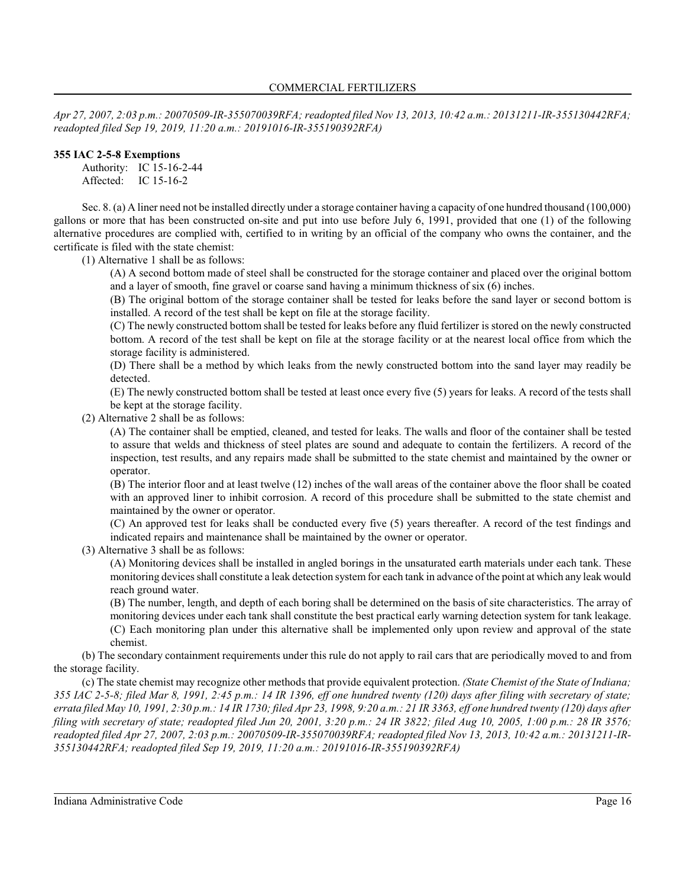*Apr 27, 2007, 2:03 p.m.: 20070509-IR-355070039RFA; readopted filed Nov 13, 2013, 10:42 a.m.: 20131211-IR-355130442RFA; readopted filed Sep 19, 2019, 11:20 a.m.: 20191016-IR-355190392RFA)*

**355 IAC 2-5-8 Exemptions**

Authority: IC 15-16-2-44
Affected: IC 15-16-2

Sec. 8. (a) A liner need not be installed directly under a storage container having a capacity of one hundred thousand (100,000) gallons or more that has been constructed on-site and put into use before July 6, 1991, provided that one (1) of the following alternative procedures are complied with, certified to in writing by an official of the company who owns the container, and the certificate is filed with the state chemist:

(1) Alternative 1 shall be as follows:

(A) A second bottom made of steel shall be constructed for the storage container and placed over the original bottom and a layer of smooth, fine gravel or coarse sand having a minimum thickness of six (6) inches.

(B) The original bottom of the storage container shall be tested for leaks before the sand layer or second bottom is installed. A record of the test shall be kept on file at the storage facility.

(C) The newly constructed bottom shall be tested for leaks before any fluid fertilizer is stored on the newly constructed bottom. A record of the test shall be kept on file at the storage facility or at the nearest local office from which the storage facility is administered.

(D) There shall be a method by which leaks from the newly constructed bottom into the sand layer may readily be detected.

(E) The newly constructed bottom shall be tested at least once every five (5) years for leaks. A record of the tests shall be kept at the storage facility.

(2) Alternative 2 shall be as follows:

(A) The container shall be emptied, cleaned, and tested for leaks. The walls and floor of the container shall be tested to assure that welds and thickness of steel plates are sound and adequate to contain the fertilizers. A record of the inspection, test results, and any repairs made shall be submitted to the state chemist and maintained by the owner or operator.

(B) The interior floor and at least twelve (12) inches of the wall areas of the container above the floor shall be coated with an approved liner to inhibit corrosion. A record of this procedure shall be submitted to the state chemist and maintained by the owner or operator.

(C) An approved test for leaks shall be conducted every five (5) years thereafter. A record of the test findings and indicated repairs and maintenance shall be maintained by the owner or operator.

(3) Alternative 3 shall be as follows:

(A) Monitoring devices shall be installed in angled borings in the unsaturated earth materials under each tank. These monitoring devices shall constitute a leak detection system for each tank in advance of the point at which any leak would reach ground water.

(B) The number, length, and depth of each boring shall be determined on the basis of site characteristics. The array of monitoring devices under each tank shall constitute the best practical early warning detection system for tank leakage.

(C) Each monitoring plan under this alternative shall be implemented only upon review and approval of the state chemist.

(b) The secondary containment requirements under this rule do not apply to rail cars that are periodically moved to and from the storage facility.

(c) The state chemist may recognize other methods that provide equivalent protection. *(State Chemist of the State of Indiana; 355 IAC 2-5-8; filed Mar 8, 1991, 2:45 p.m.: 14 IR 1396, eff one hundred twenty (120) days after filing with secretary of state; errata filed May 10, 1991, 2:30 p.m.: 14 IR 1730; filed Apr 23, 1998, 9:20 a.m.: 21 IR 3363, eff one hundred twenty (120) days after filing with secretary of state; readopted filed Jun 20, 2001, 3:20 p.m.: 24 IR 3822; filed Aug 10, 2005, 1:00 p.m.: 28 IR 3576; readopted filed Apr 27, 2007, 2:03 p.m.: 20070509-IR-355070039RFA; readopted filed Nov 13, 2013, 10:42 a.m.: 20131211-IR-355130442RFA; readopted filed Sep 19, 2019, 11:20 a.m.: 20191016-IR-355190392RFA)*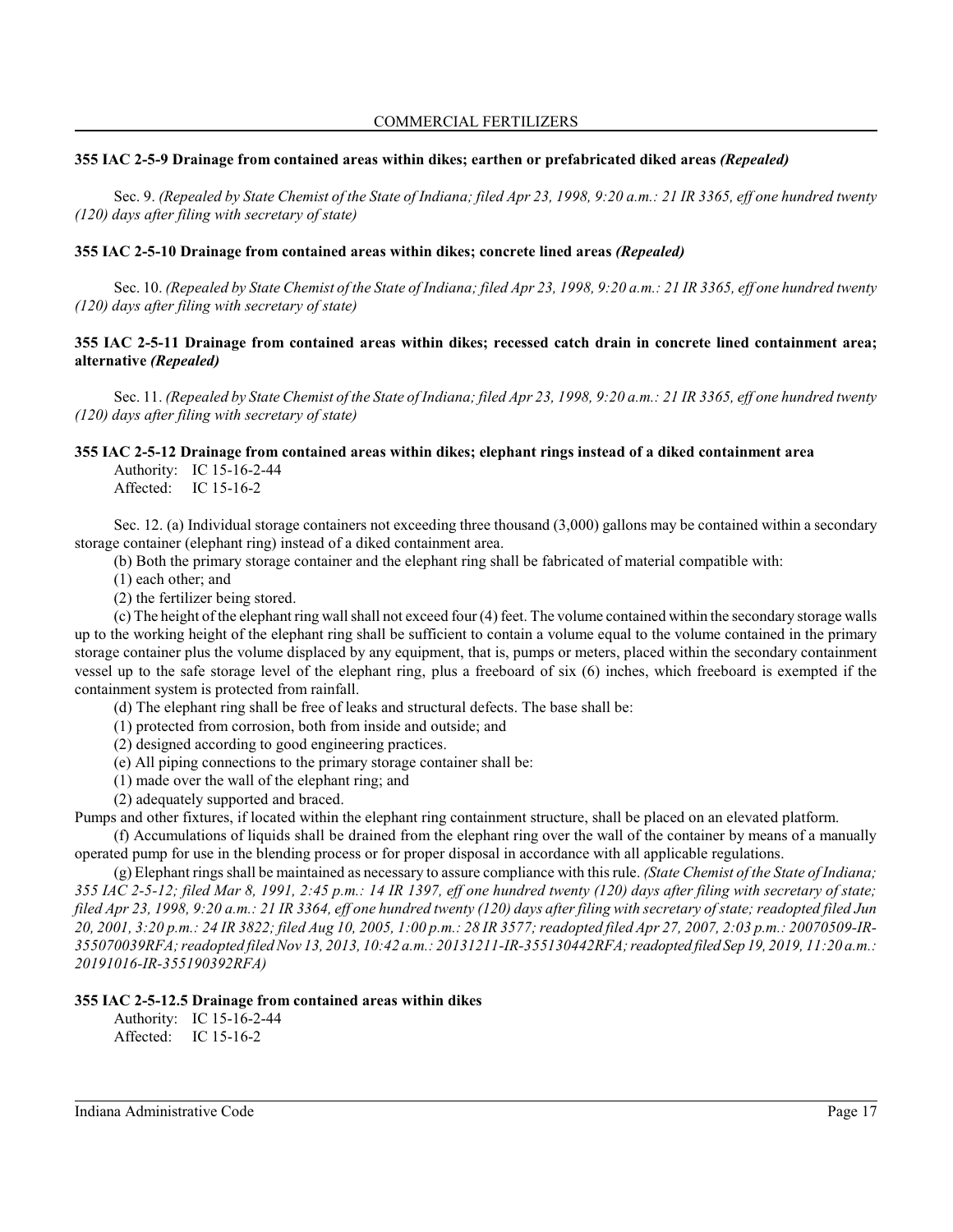### 355 IAC 2-5-9 Drainage from contained areas within dikes; earthen or prefabricated diked areas *(Repealed)*

Sec. 9. *(Repealed by State Chemist of the State of Indiana; filed Apr 23, 1998, 9:20 a.m.: 21 IR 3365, eff one hundred twenty (120) days after filing with secretary of state)*

### 355 IAC 2-5-10 Drainage from contained areas within dikes; concrete lined areas *(Repealed)*

Sec. 10. *(Repealed by State Chemist of the State of Indiana; filed Apr 23, 1998, 9:20 a.m.: 21 IR 3365, eff one hundred twenty (120) days after filing with secretary of state)*

### 355 IAC 2-5-11 Drainage from contained areas within dikes; recessed catch drain in concrete lined containment area; alternative *(Repealed)*

Sec. 11. *(Repealed by State Chemist of the State of Indiana; filed Apr 23, 1998, 9:20 a.m.: 21 IR 3365, eff one hundred twenty (120) days after filing with secretary of state)*

### 355 IAC 2-5-12 Drainage from contained areas within dikes; elephant rings instead of a diked containment area

Authority: IC 15-16-2-44
Affected: IC 15-16-2

Sec. 12. (a) Individual storage containers not exceeding three thousand (3,000) gallons may be contained within a secondary storage container (elephant ring) instead of a diked containment area.

(b) Both the primary storage container and the elephant ring shall be fabricated of material compatible with:

(1) each other; and

(2) the fertilizer being stored.

(c) The height of the elephant ring wall shall not exceed four (4) feet. The volume contained within the secondary storage walls up to the working height of the elephant ring shall be sufficient to contain a volume equal to the volume contained in the primary storage container plus the volume displaced by any equipment, that is, pumps or meters, placed within the secondary containment vessel up to the safe storage level of the elephant ring, plus a freeboard of six (6) inches, which freeboard is exempted if the containment system is protected from rainfall.

(d) The elephant ring shall be free of leaks and structural defects. The base shall be:

(1) protected from corrosion, both from inside and outside; and

(2) designed according to good engineering practices.

(e) All piping connections to the primary storage container shall be:

(1) made over the wall of the elephant ring; and

(2) adequately supported and braced.

Pumps and other fixtures, if located within the elephant ring containment structure, shall be placed on an elevated platform.

(f) Accumulations of liquids shall be drained from the elephant ring over the wall of the container by means of a manually operated pump for use in the blending process or for proper disposal in accordance with all applicable regulations.

(g) Elephant rings shall be maintained as necessary to assure compliance with this rule. *(State Chemist of the State of Indiana; 355 IAC 2-5-12; filed Mar 8, 1991, 2:45 p.m.: 14 IR 1397, eff one hundred twenty (120) days after filing with secretary of state; filed Apr 23, 1998, 9:20 a.m.: 21 IR 3364, eff one hundred twenty (120) days after filing with secretary of state; readopted filed Jun 20, 2001, 3:20 p.m.: 24 IR 3822; filed Aug 10, 2005, 1:00 p.m.: 28 IR 3577; readopted filed Apr 27, 2007, 2:03 p.m.: 20070509-IR-355070039RFA; readopted filed Nov 13, 2013, 10:42 a.m.: 20131211-IR-355130442RFA; readopted filed Sep 19, 2019, 11:20 a.m.: 20191016-IR-355190392RFA)*

### 355 IAC 2-5-12.5 Drainage from contained areas within dikes

Authority: IC 15-16-2-44
Affected: IC 15-16-2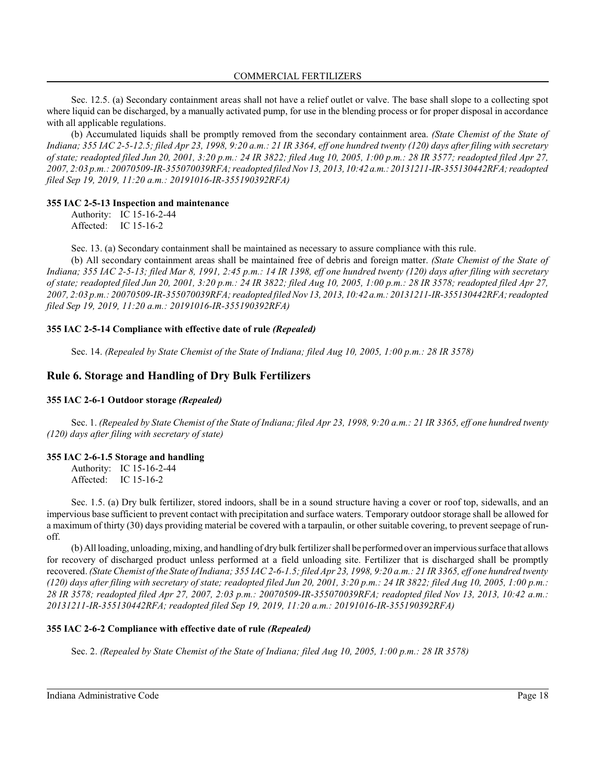Sec. 12.5. (a) Secondary containment areas shall not have a relief outlet or valve. The base shall slope to a collecting spot where liquid can be discharged, by a manually activated pump, for use in the blending process or for proper disposal in accordance with all applicable regulations.

(b) Accumulated liquids shall be promptly removed from the secondary containment area. *(State Chemist of the State of Indiana; 355 IAC 2-5-12.5; filed Apr 23, 1998, 9:20 a.m.: 21 IR 3364, eff one hundred twenty (120) days after filing with secretary of state; readopted filed Jun 20, 2001, 3:20 p.m.: 24 IR 3822; filed Aug 10, 2005, 1:00 p.m.: 28 IR 3577; readopted filed Apr 27, 2007, 2:03 p.m.: 20070509-IR-355070039RFA; readopted filed Nov 13, 2013, 10:42 a.m.: 20131211-IR-355130442RFA; readopted filed Sep 19, 2019, 11:20 a.m.: 20191016-IR-355190392RFA)*

**355 IAC 2-5-13 Inspection and maintenance**

Authority: IC 15-16-2-44
Affected: IC 15-16-2

Sec. 13. (a) Secondary containment shall be maintained as necessary to assure compliance with this rule.

(b) All secondary containment areas shall be maintained free of debris and foreign matter. *(State Chemist of the State of Indiana; 355 IAC 2-5-13; filed Mar 8, 1991, 2:45 p.m.: 14 IR 1398, eff one hundred twenty (120) days after filing with secretary of state; readopted filed Jun 20, 2001, 3:20 p.m.: 24 IR 3822; filed Aug 10, 2005, 1:00 p.m.: 28 IR 3578; readopted filed Apr 27, 2007, 2:03 p.m.: 20070509-IR-355070039RFA; readopted filed Nov 13, 2013, 10:42 a.m.: 20131211-IR-355130442RFA; readopted filed Sep 19, 2019, 11:20 a.m.: 20191016-IR-355190392RFA)*

**355 IAC 2-5-14 Compliance with effective date of rule *(Repealed)***

Sec. 14. *(Repealed by State Chemist of the State of Indiana; filed Aug 10, 2005, 1:00 p.m.: 28 IR 3578)*

## Rule 6. Storage and Handling of Dry Bulk Fertilizers

**355 IAC 2-6-1 Outdoor storage *(Repealed)***

Sec. 1. *(Repealed by State Chemist of the State of Indiana; filed Apr 23, 1998, 9:20 a.m.: 21 IR 3365, eff one hundred twenty (120) days after filing with secretary of state)*

**355 IAC 2-6-1.5 Storage and handling**

Authority: IC 15-16-2-44
Affected: IC 15-16-2

Sec. 1.5. (a) Dry bulk fertilizer, stored indoors, shall be in a sound structure having a cover or roof top, sidewalls, and an impervious base sufficient to prevent contact with precipitation and surface waters. Temporary outdoor storage shall be allowed for a maximum of thirty (30) days providing material be covered with a tarpaulin, or other suitable covering, to prevent seepage of run-off.

(b) All loading, unloading, mixing, and handling of dry bulk fertilizer shall be performed over an impervious surface that allows for recovery of discharged product unless performed at a field unloading site. Fertilizer that is discharged shall be promptly recovered. *(State Chemist of the State of Indiana; 355 IAC 2-6-1.5; filed Apr 23, 1998, 9:20 a.m.: 21 IR 3365, eff one hundred twenty (120) days after filing with secretary of state; readopted filed Jun 20, 2001, 3:20 p.m.: 24 IR 3822; filed Aug 10, 2005, 1:00 p.m.: 28 IR 3578; readopted filed Apr 27, 2007, 2:03 p.m.: 20070509-IR-355070039RFA; readopted filed Nov 13, 2013, 10:42 a.m.: 20131211-IR-355130442RFA; readopted filed Sep 19, 2019, 11:20 a.m.: 20191016-IR-355190392RFA)*

**355 IAC 2-6-2 Compliance with effective date of rule *(Repealed)***

Sec. 2. *(Repealed by State Chemist of the State of Indiana; filed Aug 10, 2005, 1:00 p.m.: 28 IR 3578)*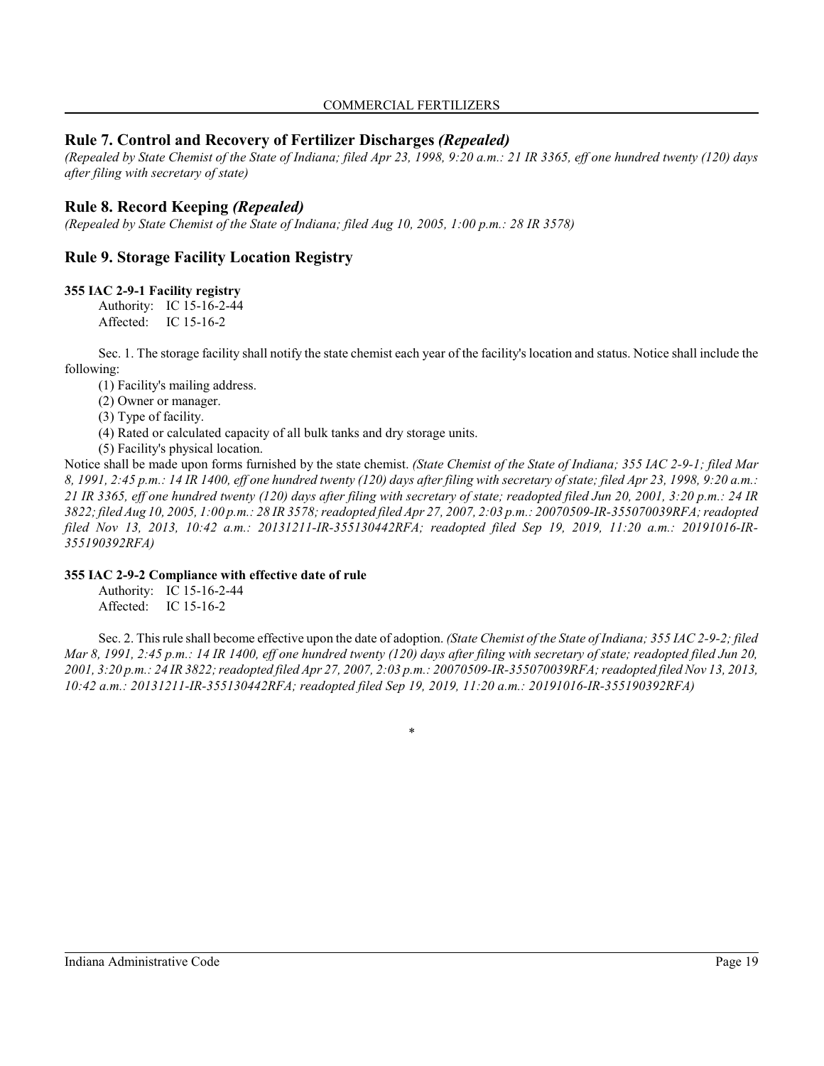## Rule 7. Control and Recovery of Fertilizer Discharges *(Repealed)*

*(Repealed by State Chemist of the State of Indiana; filed Apr 23, 1998, 9:20 a.m.: 21 IR 3365, eff one hundred twenty (120) days after filing with secretary of state)*

## Rule 8. Record Keeping *(Repealed)*

*(Repealed by State Chemist of the State of Indiana; filed Aug 10, 2005, 1:00 p.m.: 28 IR 3578)*

## Rule 9. Storage Facility Location Registry

**355 IAC 2-9-1 Facility registry**

Authority: IC 15-16-2-44
Affected: IC 15-16-2

Sec. 1. The storage facility shall notify the state chemist each year of the facility's location and status. Notice shall include the following:

(1) Facility's mailing address.
(2) Owner or manager.
(3) Type of facility.
(4) Rated or calculated capacity of all bulk tanks and dry storage units.
(5) Facility's physical location.

Notice shall be made upon forms furnished by the state chemist. *(State Chemist of the State of Indiana; 355 IAC 2-9-1; filed Mar 8, 1991, 2:45 p.m.: 14 IR 1400, eff one hundred twenty (120) days after filing with secretary of state; filed Apr 23, 1998, 9:20 a.m.: 21 IR 3365, eff one hundred twenty (120) days after filing with secretary of state; readopted filed Jun 20, 2001, 3:20 p.m.: 24 IR 3822; filed Aug 10, 2005, 1:00 p.m.: 28 IR 3578; readopted filed Apr 27, 2007, 2:03 p.m.: 20070509-IR-355070039RFA; readopted filed Nov 13, 2013, 10:42 a.m.: 20131211-IR-355130442RFA; readopted filed Sep 19, 2019, 11:20 a.m.: 20191016-IR-355190392RFA)*

**355 IAC 2-9-2 Compliance with effective date of rule**

Authority: IC 15-16-2-44
Affected: IC 15-16-2

Sec. 2. This rule shall become effective upon the date of adoption. *(State Chemist of the State of Indiana; 355 IAC 2-9-2; filed Mar 8, 1991, 2:45 p.m.: 14 IR 1400, eff one hundred twenty (120) days after filing with secretary of state; readopted filed Jun 20, 2001, 3:20 p.m.: 24 IR 3822; readopted filed Apr 27, 2007, 2:03 p.m.: 20070509-IR-355070039RFA; readopted filed Nov 13, 2013, 10:42 a.m.: 20131211-IR-355130442RFA; readopted filed Sep 19, 2019, 11:20 a.m.: 20191016-IR-355190392RFA)*

*